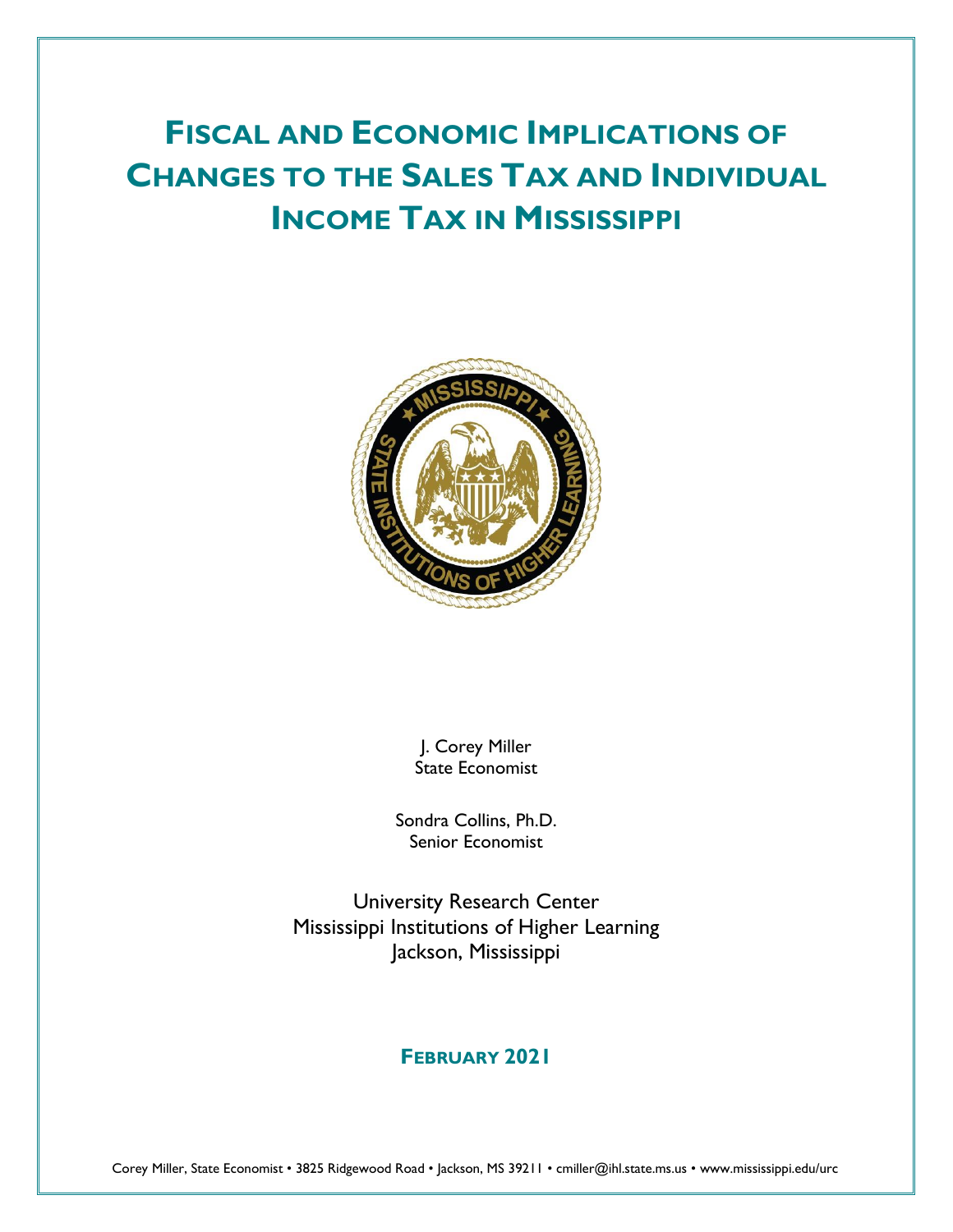# FISCAL AND ECONOMIC IMPLICATIONS OF CHANGES TO THE SALES TAX AND INDIVIDUAL INCOME TAX IN MISSISSIPPI

J. Corey Miller
State Economist

Sondra Collins, Ph.D.
Senior Economist

University Research Center
Mississippi Institutions of Higher Learning
Jackson, Mississippi

**FEBRUARY 2021**

Corey Miller, State Economist • 3825 Ridgewood Road • Jackson, MS 39211 • cmiller@ihl.state.ms.us • www.mississippi.edu/urc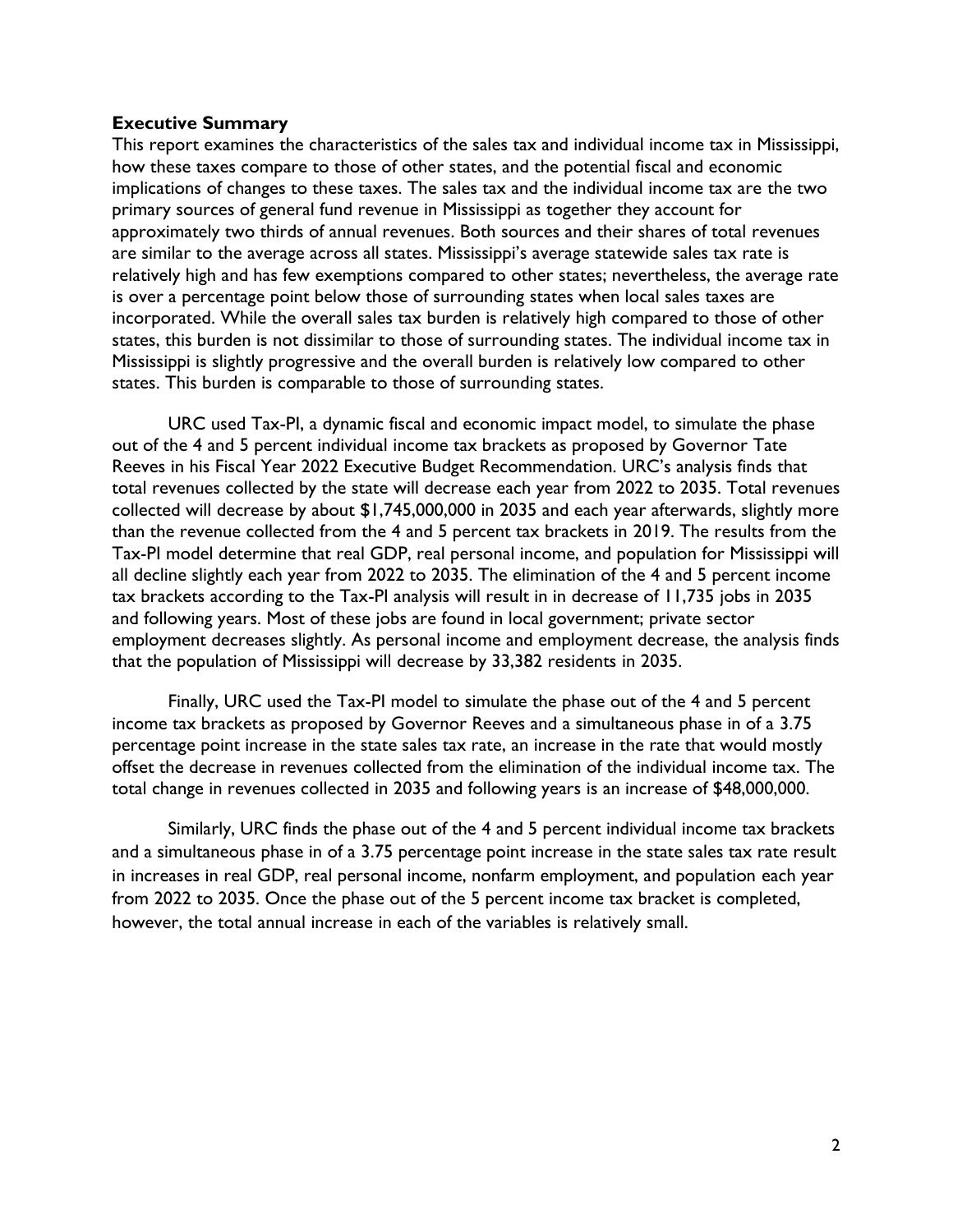**Executive Summary**

This report examines the characteristics of the sales tax and individual income tax in Mississippi, how these taxes compare to those of other states, and the potential fiscal and economic implications of changes to these taxes. The sales tax and the individual income tax are the two primary sources of general fund revenue in Mississippi as together they account for approximately two thirds of annual revenues. Both sources and their shares of total revenues are similar to the average across all states. Mississippi's average statewide sales tax rate is relatively high and has few exemptions compared to other states; nevertheless, the average rate is over a percentage point below those of surrounding states when local sales taxes are incorporated. While the overall sales tax burden is relatively high compared to those of other states, this burden is not dissimilar to those of surrounding states. The individual income tax in Mississippi is slightly progressive and the overall burden is relatively low compared to other states. This burden is comparable to those of surrounding states.

URC used Tax-PI, a dynamic fiscal and economic impact model, to simulate the phase out of the 4 and 5 percent individual income tax brackets as proposed by Governor Tate Reeves in his Fiscal Year 2022 Executive Budget Recommendation. URC's analysis finds that total revenues collected by the state will decrease each year from 2022 to 2035. Total revenues collected will decrease by about $1,745,000,000 in 2035 and each year afterwards, slightly more than the revenue collected from the 4 and 5 percent tax brackets in 2019. The results from the Tax-PI model determine that real GDP, real personal income, and population for Mississippi will all decline slightly each year from 2022 to 2035. The elimination of the 4 and 5 percent income tax brackets according to the Tax-PI analysis will result in in decrease of 11,735 jobs in 2035 and following years. Most of these jobs are found in local government; private sector employment decreases slightly. As personal income and employment decrease, the analysis finds that the population of Mississippi will decrease by 33,382 residents in 2035.

Finally, URC used the Tax-PI model to simulate the phase out of the 4 and 5 percent income tax brackets as proposed by Governor Reeves and a simultaneous phase in of a 3.75 percentage point increase in the state sales tax rate, an increase in the rate that would mostly offset the decrease in revenues collected from the elimination of the individual income tax. The total change in revenues collected in 2035 and following years is an increase of $48,000,000.

Similarly, URC finds the phase out of the 4 and 5 percent individual income tax brackets and a simultaneous phase in of a 3.75 percentage point increase in the state sales tax rate result in increases in real GDP, real personal income, nonfarm employment, and population each year from 2022 to 2035. Once the phase out of the 5 percent income tax bracket is completed, however, the total annual increase in each of the variables is relatively small.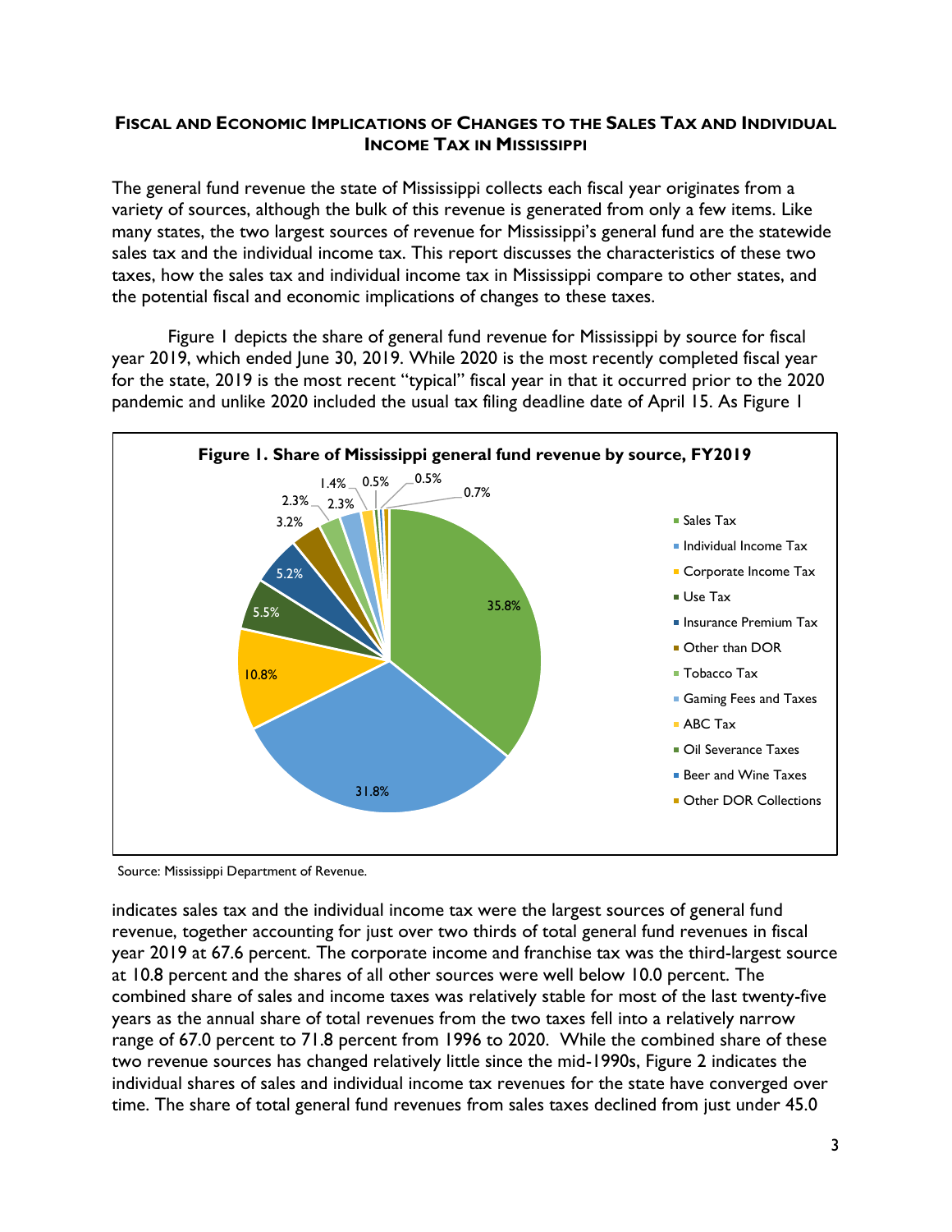**FISCAL AND ECONOMIC IMPLICATIONS OF CHANGES TO THE SALES TAX AND INDIVIDUAL INCOME TAX IN MISSISSIPPI**

The general fund revenue the state of Mississippi collects each fiscal year originates from a variety of sources, although the bulk of this revenue is generated from only a few items. Like many states, the two largest sources of revenue for Mississippi's general fund are the statewide sales tax and the individual income tax. This report discusses the characteristics of these two taxes, how the sales tax and individual income tax in Mississippi compare to other states, and the potential fiscal and economic implications of changes to these taxes.

Figure 1 depicts the share of general fund revenue for Mississippi by source for fiscal year 2019, which ended June 30, 2019. While 2020 is the most recently completed fiscal year for the state, 2019 is the most recent "typical" fiscal year in that it occurred prior to the 2020 pandemic and unlike 2020 included the usual tax filing deadline date of April 15. As Figure 1 indicates sales tax and the individual income tax were the largest sources of general fund revenue, together accounting for just over two thirds of total general fund revenues in fiscal year 2019 at 67.6 percent. The corporate income and franchise tax was the third-largest source at 10.8 percent and the shares of all other sources were well below 10.0 percent. The combined share of sales and income taxes was relatively stable for most of the last twenty-five years as the annual share of total revenues from the two taxes fell into a relatively narrow range of 67.0 percent to 71.8 percent from 1996 to 2020. While the combined share of these two revenue sources has changed relatively little since the mid-1990s, Figure 2 indicates the individual shares of sales and individual income tax revenues for the state have converged over time. The share of total general fund revenues from sales taxes declined from just under 45.0

**Figure 1. Share of Mississippi general fund revenue by source, FY2019**

| Source | Share |
|---|---|
| Sales Tax | 35.8% |
| Individual Income Tax | 31.8% |
| Corporate Income Tax | 10.8% |
| Use Tax | 5.5% |
| Insurance Premium Tax | 5.2% |
| Other than DOR | 3.2% |
| Tobacco Tax | 2.3% |
| Gaming Fees and Taxes | 2.3% |
| ABC Tax | 1.4% |
| Oil Severance Taxes | 0.5% |
| Beer and Wine Taxes | 0.5% |
| Other DOR Collections | 0.7% |

Source: Mississippi Department of Revenue.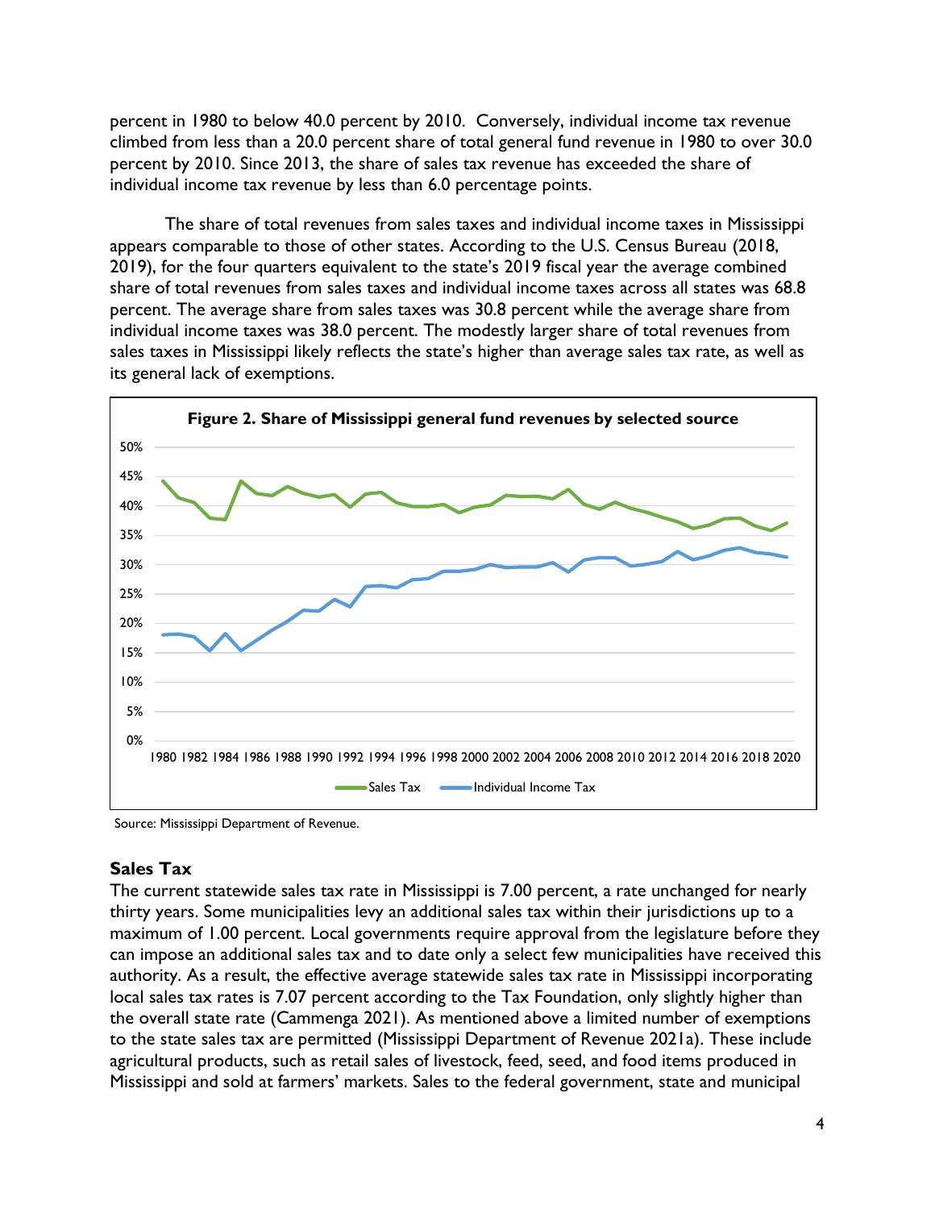percent in 1980 to below 40.0 percent by 2010. Conversely, individual income tax revenue climbed from less than a 20.0 percent share of total general fund revenue in 1980 to over 30.0 percent by 2010. Since 2013, the share of sales tax revenue has exceeded the share of individual income tax revenue by less than 6.0 percentage points.

The share of total revenues from sales taxes and individual income taxes in Mississippi appears comparable to those of other states. According to the U.S. Census Bureau (2018, 2019), for the four quarters equivalent to the state's 2019 fiscal year the average combined share of total revenues from sales taxes and individual income taxes across all states was 68.8 percent. The average share from sales taxes was 30.8 percent while the average share from individual income taxes was 38.0 percent. The modestly larger share of total revenues from sales taxes in Mississippi likely reflects the state's higher than average sales tax rate, as well as its general lack of exemptions.

**Figure 2. Share of Mississippi general fund revenues by selected source**

Source: Mississippi Department of Revenue.

## Sales Tax

The current statewide sales tax rate in Mississippi is 7.00 percent, a rate unchanged for nearly thirty years. Some municipalities levy an additional sales tax within their jurisdictions up to a maximum of 1.00 percent. Local governments require approval from the legislature before they can impose an additional sales tax and to date only a select few municipalities have received this authority. As a result, the effective average statewide sales tax rate in Mississippi incorporating local sales tax rates is 7.07 percent according to the Tax Foundation, only slightly higher than the overall state rate (Cammenga 2021). As mentioned above a limited number of exemptions to the state sales tax are permitted (Mississippi Department of Revenue 2021a). These include agricultural products, such as retail sales of livestock, feed, seed, and food items produced in Mississippi and sold at farmers' markets. Sales to the federal government, state and municipal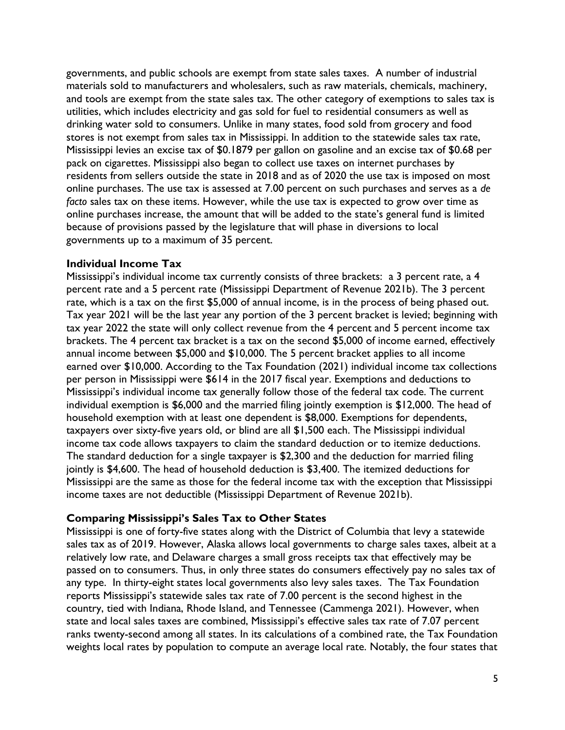governments, and public schools are exempt from state sales taxes. A number of industrial materials sold to manufacturers and wholesalers, such as raw materials, chemicals, machinery, and tools are exempt from the state sales tax. The other category of exemptions to sales tax is utilities, which includes electricity and gas sold for fuel to residential consumers as well as drinking water sold to consumers. Unlike in many states, food sold from grocery and food stores is not exempt from sales tax in Mississippi. In addition to the statewide sales tax rate, Mississippi levies an excise tax of $0.1879 per gallon on gasoline and an excise tax of $0.68 per pack on cigarettes. Mississippi also began to collect use taxes on internet purchases by residents from sellers outside the state in 2018 and as of 2020 the use tax is imposed on most online purchases. The use tax is assessed at 7.00 percent on such purchases and serves as a *de facto* sales tax on these items. However, while the use tax is expected to grow over time as online purchases increase, the amount that will be added to the state's general fund is limited because of provisions passed by the legislature that will phase in diversions to local governments up to a maximum of 35 percent.

### Individual Income Tax

Mississippi's individual income tax currently consists of three brackets: a 3 percent rate, a 4 percent rate and a 5 percent rate (Mississippi Department of Revenue 2021b). The 3 percent rate, which is a tax on the first $5,000 of annual income, is in the process of being phased out. Tax year 2021 will be the last year any portion of the 3 percent bracket is levied; beginning with tax year 2022 the state will only collect revenue from the 4 percent and 5 percent income tax brackets. The 4 percent tax bracket is a tax on the second $5,000 of income earned, effectively annual income between $5,000 and $10,000. The 5 percent bracket applies to all income earned over $10,000. According to the Tax Foundation (2021) individual income tax collections per person in Mississippi were $614 in the 2017 fiscal year. Exemptions and deductions to Mississippi's individual income tax generally follow those of the federal tax code. The current individual exemption is $6,000 and the married filing jointly exemption is $12,000. The head of household exemption with at least one dependent is $8,000. Exemptions for dependents, taxpayers over sixty-five years old, or blind are all $1,500 each. The Mississippi individual income tax code allows taxpayers to claim the standard deduction or to itemize deductions. The standard deduction for a single taxpayer is $2,300 and the deduction for married filing jointly is $4,600. The head of household deduction is $3,400. The itemized deductions for Mississippi are the same as those for the federal income tax with the exception that Mississippi income taxes are not deductible (Mississippi Department of Revenue 2021b).

### Comparing Mississippi's Sales Tax to Other States

Mississippi is one of forty-five states along with the District of Columbia that levy a statewide sales tax as of 2019. However, Alaska allows local governments to charge sales taxes, albeit at a relatively low rate, and Delaware charges a small gross receipts tax that effectively may be passed on to consumers. Thus, in only three states do consumers effectively pay no sales tax of any type. In thirty-eight states local governments also levy sales taxes. The Tax Foundation reports Mississippi's statewide sales tax rate of 7.00 percent is the second highest in the country, tied with Indiana, Rhode Island, and Tennessee (Cammenga 2021). However, when state and local sales taxes are combined, Mississippi's effective sales tax rate of 7.07 percent ranks twenty-second among all states. In its calculations of a combined rate, the Tax Foundation weights local rates by population to compute an average local rate. Notably, the four states that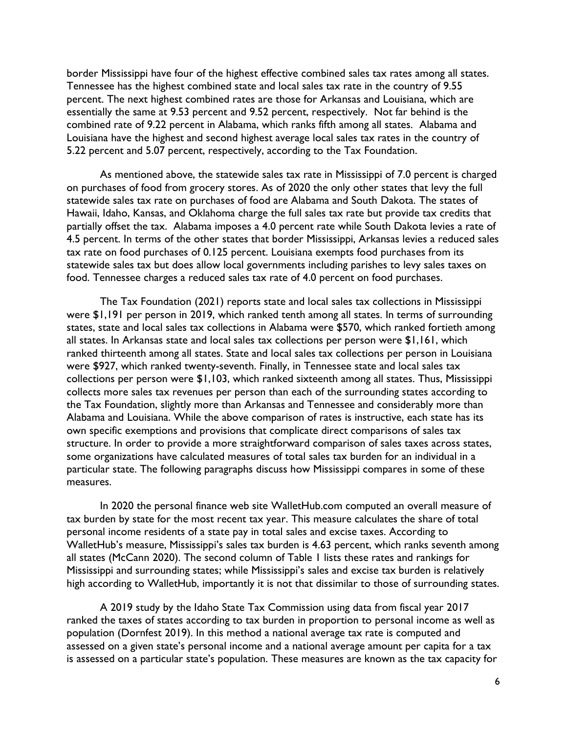border Mississippi have four of the highest effective combined sales tax rates among all states. Tennessee has the highest combined state and local sales tax rate in the country of 9.55 percent. The next highest combined rates are those for Arkansas and Louisiana, which are essentially the same at 9.53 percent and 9.52 percent, respectively. Not far behind is the combined rate of 9.22 percent in Alabama, which ranks fifth among all states. Alabama and Louisiana have the highest and second highest average local sales tax rates in the country of 5.22 percent and 5.07 percent, respectively, according to the Tax Foundation.

As mentioned above, the statewide sales tax rate in Mississippi of 7.0 percent is charged on purchases of food from grocery stores. As of 2020 the only other states that levy the full statewide sales tax rate on purchases of food are Alabama and South Dakota. The states of Hawaii, Idaho, Kansas, and Oklahoma charge the full sales tax rate but provide tax credits that partially offset the tax. Alabama imposes a 4.0 percent rate while South Dakota levies a rate of 4.5 percent. In terms of the other states that border Mississippi, Arkansas levies a reduced sales tax rate on food purchases of 0.125 percent. Louisiana exempts food purchases from its statewide sales tax but does allow local governments including parishes to levy sales taxes on food. Tennessee charges a reduced sales tax rate of 4.0 percent on food purchases.

The Tax Foundation (2021) reports state and local sales tax collections in Mississippi were $1,191 per person in 2019, which ranked tenth among all states. In terms of surrounding states, state and local sales tax collections in Alabama were $570, which ranked fortieth among all states. In Arkansas state and local sales tax collections per person were $1,161, which ranked thirteenth among all states. State and local sales tax collections per person in Louisiana were $927, which ranked twenty-seventh. Finally, in Tennessee state and local sales tax collections per person were $1,103, which ranked sixteenth among all states. Thus, Mississippi collects more sales tax revenues per person than each of the surrounding states according to the Tax Foundation, slightly more than Arkansas and Tennessee and considerably more than Alabama and Louisiana. While the above comparison of rates is instructive, each state has its own specific exemptions and provisions that complicate direct comparisons of sales tax structure. In order to provide a more straightforward comparison of sales taxes across states, some organizations have calculated measures of total sales tax burden for an individual in a particular state. The following paragraphs discuss how Mississippi compares in some of these measures.

In 2020 the personal finance web site WalletHub.com computed an overall measure of tax burden by state for the most recent tax year. This measure calculates the share of total personal income residents of a state pay in total sales and excise taxes. According to WalletHub's measure, Mississippi's sales tax burden is 4.63 percent, which ranks seventh among all states (McCann 2020). The second column of Table 1 lists these rates and rankings for Mississippi and surrounding states; while Mississippi's sales and excise tax burden is relatively high according to WalletHub, importantly it is not that dissimilar to those of surrounding states.

A 2019 study by the Idaho State Tax Commission using data from fiscal year 2017 ranked the taxes of states according to tax burden in proportion to personal income as well as population (Dornfest 2019). In this method a national average tax rate is computed and assessed on a given state's personal income and a national average amount per capita for a tax is assessed on a particular state's population. These measures are known as the tax capacity for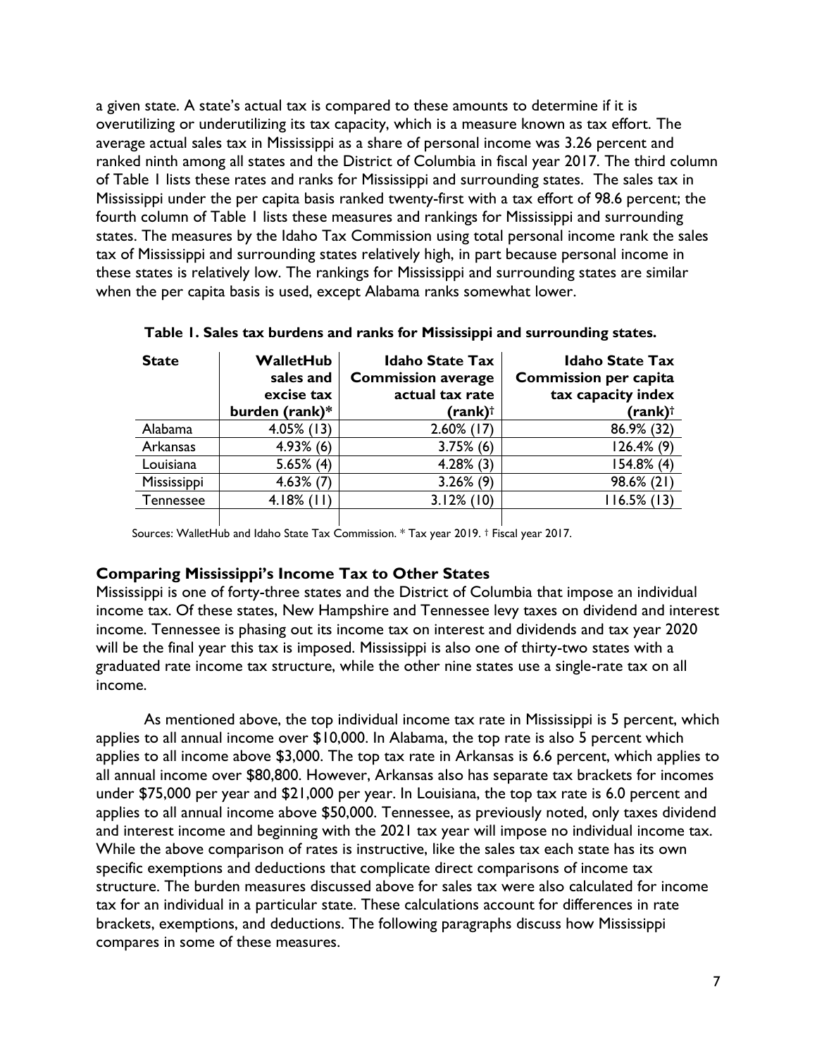a given state. A state's actual tax is compared to these amounts to determine if it is overutilizing or underutilizing its tax capacity, which is a measure known as tax effort. The average actual sales tax in Mississippi as a share of personal income was 3.26 percent and ranked ninth among all states and the District of Columbia in fiscal year 2017. The third column of Table 1 lists these rates and ranks for Mississippi and surrounding states. The sales tax in Mississippi under the per capita basis ranked twenty-first with a tax effort of 98.6 percent; the fourth column of Table 1 lists these measures and rankings for Mississippi and surrounding states. The measures by the Idaho Tax Commission using total personal income rank the sales tax of Mississippi and surrounding states relatively high, in part because personal income in these states is relatively low. The rankings for Mississippi and surrounding states are similar when the per capita basis is used, except Alabama ranks somewhat lower.

**Table 1. Sales tax burdens and ranks for Mississippi and surrounding states.**

| State | WalletHub sales and excise tax burden (rank)* | Idaho State Tax Commission average actual tax rate (rank)† | Idaho State Tax Commission per capita tax capacity index (rank)† |
|---|---|---|---|
| Alabama | 4.05% (13) | 2.60% (17) | 86.9% (32) |
| Arkansas | 4.93% (6) | 3.75% (6) | 126.4% (9) |
| Louisiana | 5.65% (4) | 4.28% (3) | 154.8% (4) |
| Mississippi | 4.63% (7) | 3.26% (9) | 98.6% (21) |
| Tennessee | 4.18% (11) | 3.12% (10) | 116.5% (13) |

Sources: WalletHub and Idaho State Tax Commission. * Tax year 2019. † Fiscal year 2017.

### Comparing Mississippi's Income Tax to Other States

Mississippi is one of forty-three states and the District of Columbia that impose an individual income tax. Of these states, New Hampshire and Tennessee levy taxes on dividend and interest income. Tennessee is phasing out its income tax on interest and dividends and tax year 2020 will be the final year this tax is imposed. Mississippi is also one of thirty-two states with a graduated rate income tax structure, while the other nine states use a single-rate tax on all income.

As mentioned above, the top individual income tax rate in Mississippi is 5 percent, which applies to all annual income over $10,000. In Alabama, the top rate is also 5 percent which applies to all income above $3,000. The top tax rate in Arkansas is 6.6 percent, which applies to all annual income over $80,800. However, Arkansas also has separate tax brackets for incomes under $75,000 per year and $21,000 per year. In Louisiana, the top tax rate is 6.0 percent and applies to all annual income above $50,000. Tennessee, as previously noted, only taxes dividend and interest income and beginning with the 2021 tax year will impose no individual income tax. While the above comparison of rates is instructive, like the sales tax each state has its own specific exemptions and deductions that complicate direct comparisons of income tax structure. The burden measures discussed above for sales tax were also calculated for income tax for an individual in a particular state. These calculations account for differences in rate brackets, exemptions, and deductions. The following paragraphs discuss how Mississippi compares in some of these measures.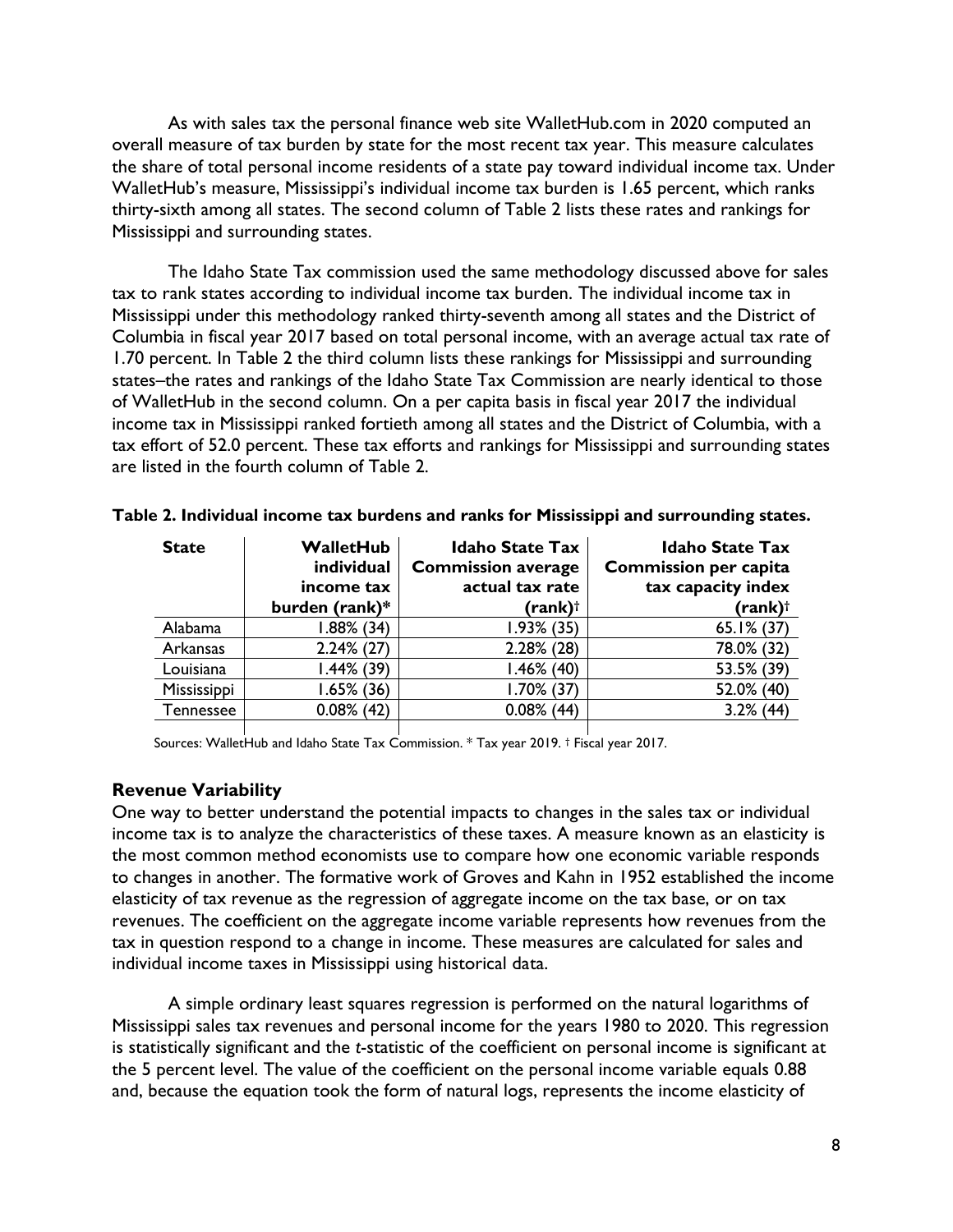As with sales tax the personal finance web site WalletHub.com in 2020 computed an overall measure of tax burden by state for the most recent tax year. This measure calculates the share of total personal income residents of a state pay toward individual income tax. Under WalletHub's measure, Mississippi's individual income tax burden is 1.65 percent, which ranks thirty-sixth among all states. The second column of Table 2 lists these rates and rankings for Mississippi and surrounding states.

The Idaho State Tax commission used the same methodology discussed above for sales tax to rank states according to individual income tax burden. The individual income tax in Mississippi under this methodology ranked thirty-seventh among all states and the District of Columbia in fiscal year 2017 based on total personal income, with an average actual tax rate of 1.70 percent. In Table 2 the third column lists these rankings for Mississippi and surrounding states–the rates and rankings of the Idaho State Tax Commission are nearly identical to those of WalletHub in the second column. On a per capita basis in fiscal year 2017 the individual income tax in Mississippi ranked fortieth among all states and the District of Columbia, with a tax effort of 52.0 percent. These tax efforts and rankings for Mississippi and surrounding states are listed in the fourth column of Table 2.

**Table 2. Individual income tax burdens and ranks for Mississippi and surrounding states.**

| State | WalletHub individual income tax burden (rank)* | Idaho State Tax Commission average actual tax rate (rank)† | Idaho State Tax Commission per capita tax capacity index (rank)† |
|---|---|---|---|
| Alabama | 1.88% (34) | 1.93% (35) | 65.1% (37) |
| Arkansas | 2.24% (27) | 2.28% (28) | 78.0% (32) |
| Louisiana | 1.44% (39) | 1.46% (40) | 53.5% (39) |
| Mississippi | 1.65% (36) | 1.70% (37) | 52.0% (40) |
| Tennessee | 0.08% (42) | 0.08% (44) | 3.2% (44) |

Sources: WalletHub and Idaho State Tax Commission. * Tax year 2019. † Fiscal year 2017.

### Revenue Variability

One way to better understand the potential impacts to changes in the sales tax or individual income tax is to analyze the characteristics of these taxes. A measure known as an elasticity is the most common method economists use to compare how one economic variable responds to changes in another. The formative work of Groves and Kahn in 1952 established the income elasticity of tax revenue as the regression of aggregate income on the tax base, or on tax revenues. The coefficient on the aggregate income variable represents how revenues from the tax in question respond to a change in income. These measures are calculated for sales and individual income taxes in Mississippi using historical data.

A simple ordinary least squares regression is performed on the natural logarithms of Mississippi sales tax revenues and personal income for the years 1980 to 2020. This regression is statistically significant and the *t*-statistic of the coefficient on personal income is significant at the 5 percent level. The value of the coefficient on the personal income variable equals 0.88 and, because the equation took the form of natural logs, represents the income elasticity of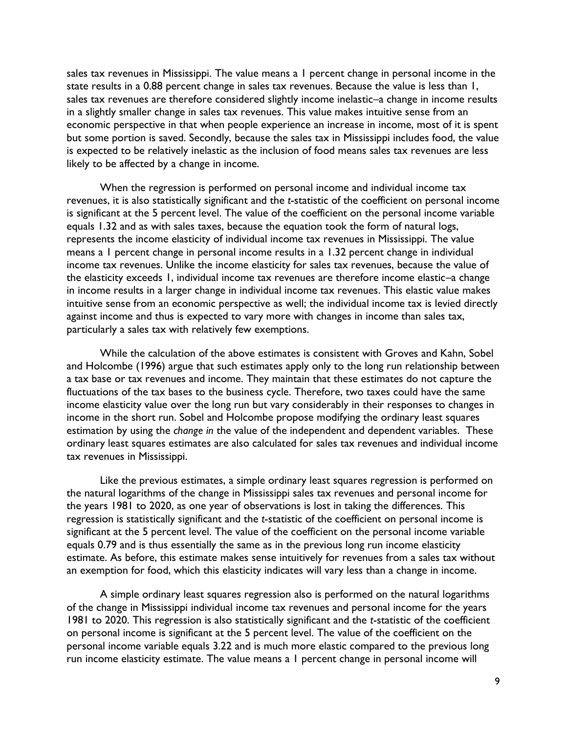sales tax revenues in Mississippi. The value means a 1 percent change in personal income in the state results in a 0.88 percent change in sales tax revenues. Because the value is less than 1, sales tax revenues are therefore considered slightly income inelastic–a change in income results in a slightly smaller change in sales tax revenues. This value makes intuitive sense from an economic perspective in that when people experience an increase in income, most of it is spent but some portion is saved. Secondly, because the sales tax in Mississippi includes food, the value is expected to be relatively inelastic as the inclusion of food means sales tax revenues are less likely to be affected by a change in income.

When the regression is performed on personal income and individual income tax revenues, it is also statistically significant and the *t*-statistic of the coefficient on personal income is significant at the 5 percent level. The value of the coefficient on the personal income variable equals 1.32 and as with sales taxes, because the equation took the form of natural logs, represents the income elasticity of individual income tax revenues in Mississippi. The value means a 1 percent change in personal income results in a 1.32 percent change in individual income tax revenues. Unlike the income elasticity for sales tax revenues, because the value of the elasticity exceeds 1, individual income tax revenues are therefore income elastic–a change in income results in a larger change in individual income tax revenues. This elastic value makes intuitive sense from an economic perspective as well; the individual income tax is levied directly against income and thus is expected to vary more with changes in income than sales tax, particularly a sales tax with relatively few exemptions.

While the calculation of the above estimates is consistent with Groves and Kahn, Sobel and Holcombe (1996) argue that such estimates apply only to the long run relationship between a tax base or tax revenues and income. They maintain that these estimates do not capture the fluctuations of the tax bases to the business cycle. Therefore, two taxes could have the same income elasticity value over the long run but vary considerably in their responses to changes in income in the short run. Sobel and Holcombe propose modifying the ordinary least squares estimation by using the *change in* the value of the independent and dependent variables. These ordinary least squares estimates are also calculated for sales tax revenues and individual income tax revenues in Mississippi.

Like the previous estimates, a simple ordinary least squares regression is performed on the natural logarithms of the change in Mississippi sales tax revenues and personal income for the years 1981 to 2020, as one year of observations is lost in taking the differences. This regression is statistically significant and the *t*-statistic of the coefficient on personal income is significant at the 5 percent level. The value of the coefficient on the personal income variable equals 0.79 and is thus essentially the same as in the previous long run income elasticity estimate. As before, this estimate makes sense intuitively for revenues from a sales tax without an exemption for food, which this elasticity indicates will vary less than a change in income.

A simple ordinary least squares regression also is performed on the natural logarithms of the change in Mississippi individual income tax revenues and personal income for the years 1981 to 2020. This regression is also statistically significant and the *t*-statistic of the coefficient on personal income is significant at the 5 percent level. The value of the coefficient on the personal income variable equals 3.22 and is much more elastic compared to the previous long run income elasticity estimate. The value means a 1 percent change in personal income will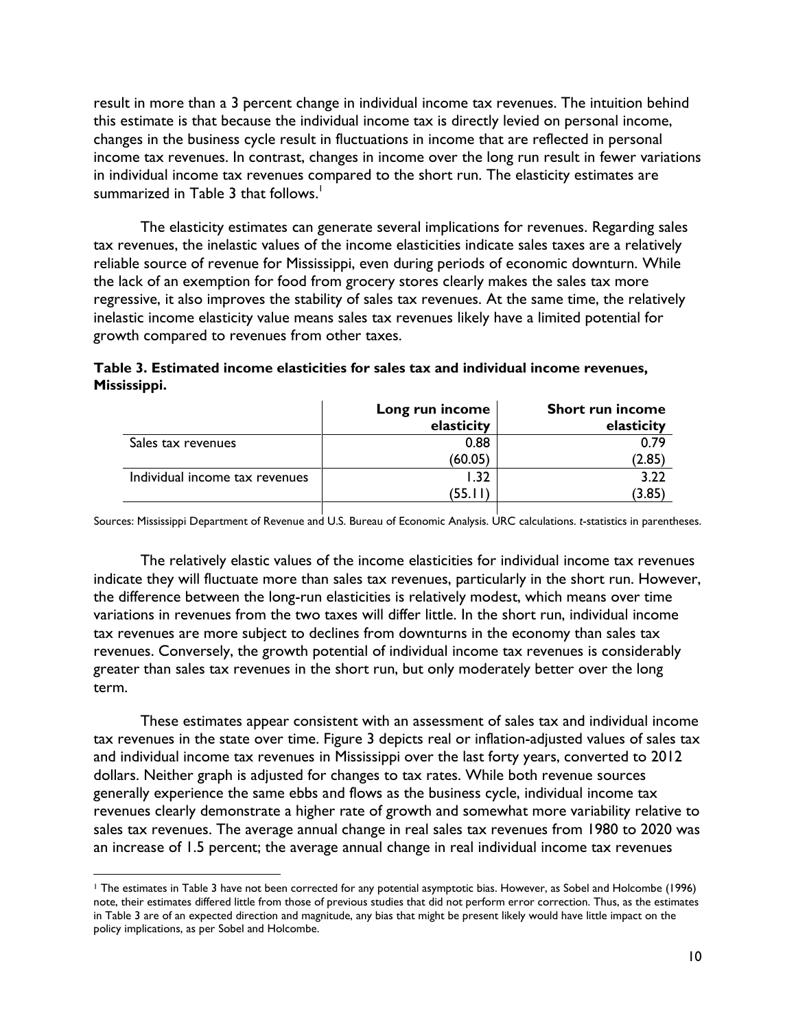result in more than a 3 percent change in individual income tax revenues. The intuition behind this estimate is that because the individual income tax is directly levied on personal income, changes in the business cycle result in fluctuations in income that are reflected in personal income tax revenues. In contrast, changes in income over the long run result in fewer variations in individual income tax revenues compared to the short run. The elasticity estimates are summarized in Table 3 that follows.[1]

The elasticity estimates can generate several implications for revenues. Regarding sales tax revenues, the inelastic values of the income elasticities indicate sales taxes are a relatively reliable source of revenue for Mississippi, even during periods of economic downturn. While the lack of an exemption for food from grocery stores clearly makes the sales tax more regressive, it also improves the stability of sales tax revenues. At the same time, the relatively inelastic income elasticity value means sales tax revenues likely have a limited potential for growth compared to revenues from other taxes.

**Table 3. Estimated income elasticities for sales tax and individual income revenues, Mississippi.**

| | Long run income elasticity | Short run income elasticity |
|---|---|---|
| Sales tax revenues | 0.88 | 0.79 |
| | (60.05) | (2.85) |
| Individual income tax revenues | 1.32 | 3.22 |
| | (55.11) | (3.85) |

Sources: Mississippi Department of Revenue and U.S. Bureau of Economic Analysis. URC calculations. *t*-statistics in parentheses.

The relatively elastic values of the income elasticities for individual income tax revenues indicate they will fluctuate more than sales tax revenues, particularly in the short run. However, the difference between the long-run elasticities is relatively modest, which means over time variations in revenues from the two taxes will differ little. In the short run, individual income tax revenues are more subject to declines from downturns in the economy than sales tax revenues. Conversely, the growth potential of individual income tax revenues is considerably greater than sales tax revenues in the short run, but only moderately better over the long term.

These estimates appear consistent with an assessment of sales tax and individual income tax revenues in the state over time. Figure 3 depicts real or inflation-adjusted values of sales tax and individual income tax revenues in Mississippi over the last forty years, converted to 2012 dollars. Neither graph is adjusted for changes to tax rates. While both revenue sources generally experience the same ebbs and flows as the business cycle, individual income tax revenues clearly demonstrate a higher rate of growth and somewhat more variability relative to sales tax revenues. The average annual change in real sales tax revenues from 1980 to 2020 was an increase of 1.5 percent; the average annual change in real individual income tax revenues

[1] The estimates in Table 3 have not been corrected for any potential asymptotic bias. However, as Sobel and Holcombe (1996) note, their estimates differed little from those of previous studies that did not perform error correction. Thus, as the estimates in Table 3 are of an expected direction and magnitude, any bias that might be present likely would have little impact on the policy implications, as per Sobel and Holcombe.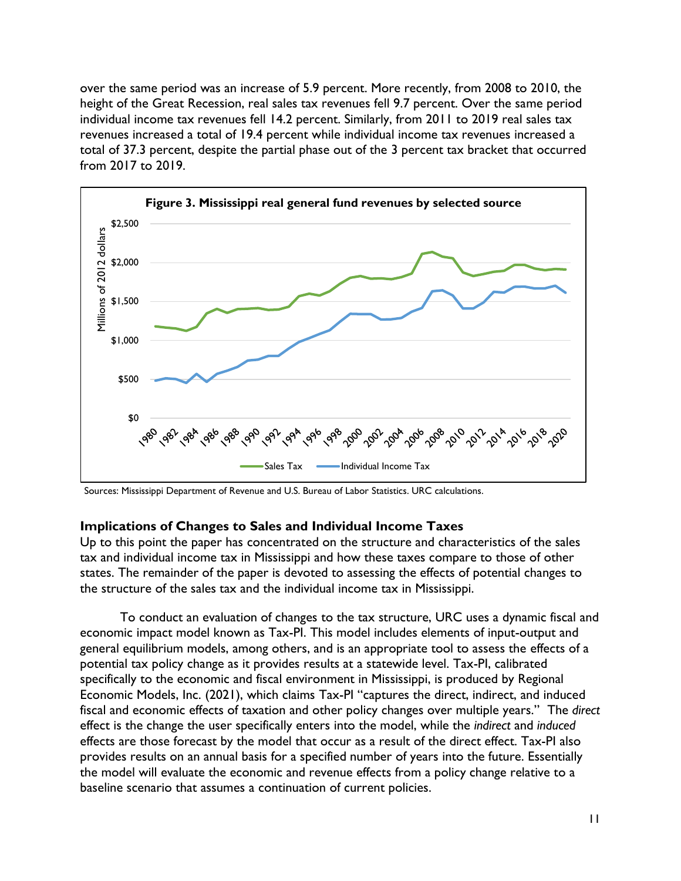over the same period was an increase of 5.9 percent. More recently, from 2008 to 2010, the height of the Great Recession, real sales tax revenues fell 9.7 percent. Over the same period individual income tax revenues fell 14.2 percent. Similarly, from 2011 to 2019 real sales tax revenues increased a total of 19.4 percent while individual income tax revenues increased a total of 37.3 percent, despite the partial phase out of the 3 percent tax bracket that occurred from 2017 to 2019.

**Figure 3. Mississippi real general fund revenues by selected source**

Sources: Mississippi Department of Revenue and U.S. Bureau of Labor Statistics. URC calculations.

### Implications of Changes to Sales and Individual Income Taxes

Up to this point the paper has concentrated on the structure and characteristics of the sales tax and individual income tax in Mississippi and how these taxes compare to those of other states. The remainder of the paper is devoted to assessing the effects of potential changes to the structure of the sales tax and the individual income tax in Mississippi.

To conduct an evaluation of changes to the tax structure, URC uses a dynamic fiscal and economic impact model known as Tax-PI. This model includes elements of input-output and general equilibrium models, among others, and is an appropriate tool to assess the effects of a potential tax policy change as it provides results at a statewide level. Tax-PI, calibrated specifically to the economic and fiscal environment in Mississippi, is produced by Regional Economic Models, Inc. (2021), which claims Tax-PI "captures the direct, indirect, and induced fiscal and economic effects of taxation and other policy changes over multiple years." The *direct* effect is the change the user specifically enters into the model, while the *indirect* and *induced* effects are those forecast by the model that occur as a result of the direct effect. Tax-PI also provides results on an annual basis for a specified number of years into the future. Essentially the model will evaluate the economic and revenue effects from a policy change relative to a baseline scenario that assumes a continuation of current policies.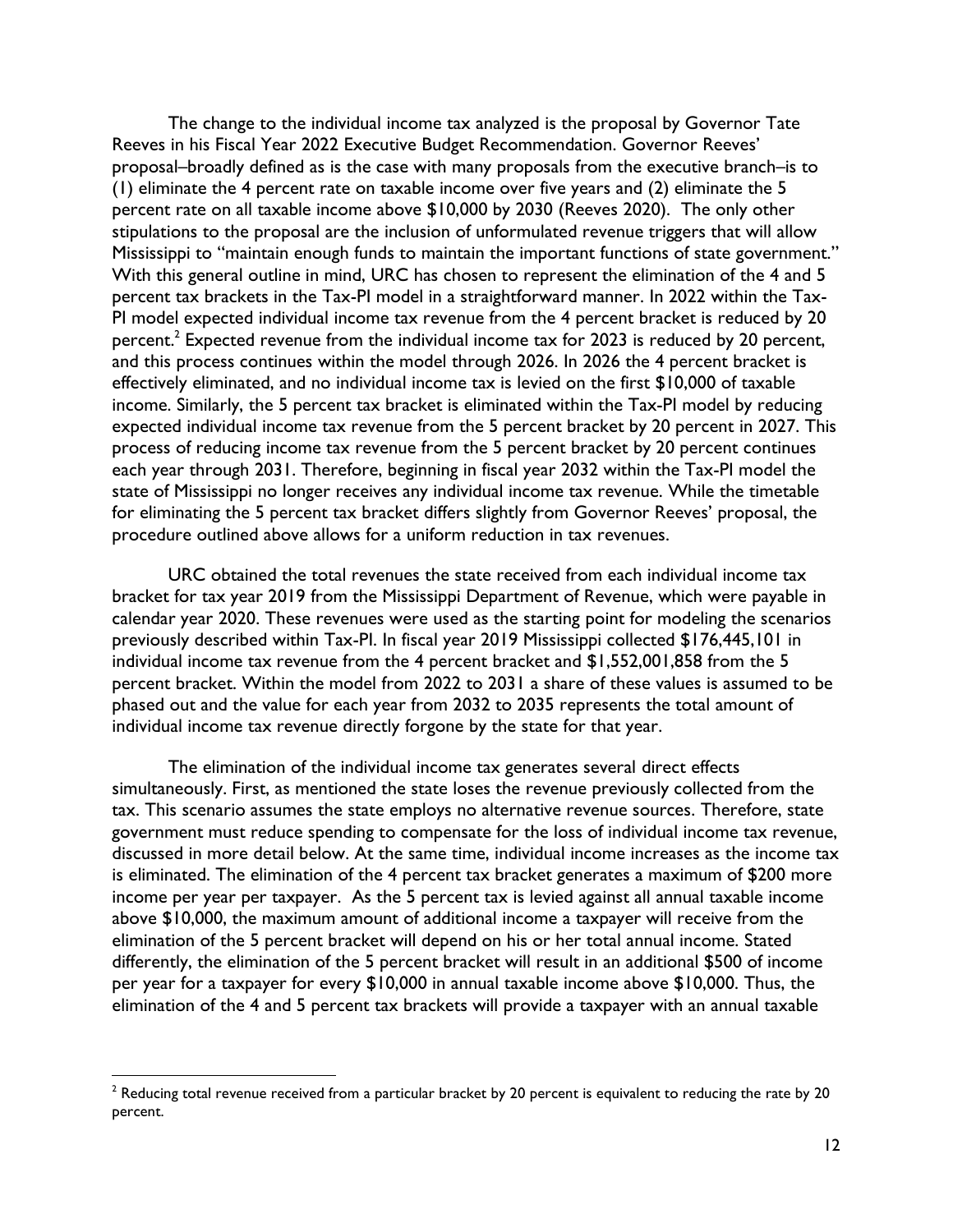The change to the individual income tax analyzed is the proposal by Governor Tate Reeves in his Fiscal Year 2022 Executive Budget Recommendation. Governor Reeves' proposal–broadly defined as is the case with many proposals from the executive branch–is to (1) eliminate the 4 percent rate on taxable income over five years and (2) eliminate the 5 percent rate on all taxable income above $10,000 by 2030 (Reeves 2020). The only other stipulations to the proposal are the inclusion of unformulated revenue triggers that will allow Mississippi to "maintain enough funds to maintain the important functions of state government." With this general outline in mind, URC has chosen to represent the elimination of the 4 and 5 percent tax brackets in the Tax-PI model in a straightforward manner. In 2022 within the Tax-PI model expected individual income tax revenue from the 4 percent bracket is reduced by 20 percent.[2] Expected revenue from the individual income tax for 2023 is reduced by 20 percent, and this process continues within the model through 2026. In 2026 the 4 percent bracket is effectively eliminated, and no individual income tax is levied on the first $10,000 of taxable income. Similarly, the 5 percent tax bracket is eliminated within the Tax-PI model by reducing expected individual income tax revenue from the 5 percent bracket by 20 percent in 2027. This process of reducing income tax revenue from the 5 percent bracket by 20 percent continues each year through 2031. Therefore, beginning in fiscal year 2032 within the Tax-PI model the state of Mississippi no longer receives any individual income tax revenue. While the timetable for eliminating the 5 percent tax bracket differs slightly from Governor Reeves' proposal, the procedure outlined above allows for a uniform reduction in tax revenues.

URC obtained the total revenues the state received from each individual income tax bracket for tax year 2019 from the Mississippi Department of Revenue, which were payable in calendar year 2020. These revenues were used as the starting point for modeling the scenarios previously described within Tax-PI. In fiscal year 2019 Mississippi collected $176,445,101 in individual income tax revenue from the 4 percent bracket and $1,552,001,858 from the 5 percent bracket. Within the model from 2022 to 2031 a share of these values is assumed to be phased out and the value for each year from 2032 to 2035 represents the total amount of individual income tax revenue directly forgone by the state for that year.

The elimination of the individual income tax generates several direct effects simultaneously. First, as mentioned the state loses the revenue previously collected from the tax. This scenario assumes the state employs no alternative revenue sources. Therefore, state government must reduce spending to compensate for the loss of individual income tax revenue, discussed in more detail below. At the same time, individual income increases as the income tax is eliminated. The elimination of the 4 percent tax bracket generates a maximum of $200 more income per year per taxpayer. As the 5 percent tax is levied against all annual taxable income above $10,000, the maximum amount of additional income a taxpayer will receive from the elimination of the 5 percent bracket will depend on his or her total annual income. Stated differently, the elimination of the 5 percent bracket will result in an additional $500 of income per year for a taxpayer for every $10,000 in annual taxable income above $10,000. Thus, the elimination of the 4 and 5 percent tax brackets will provide a taxpayer with an annual taxable

---

[2] Reducing total revenue received from a particular bracket by 20 percent is equivalent to reducing the rate by 20 percent.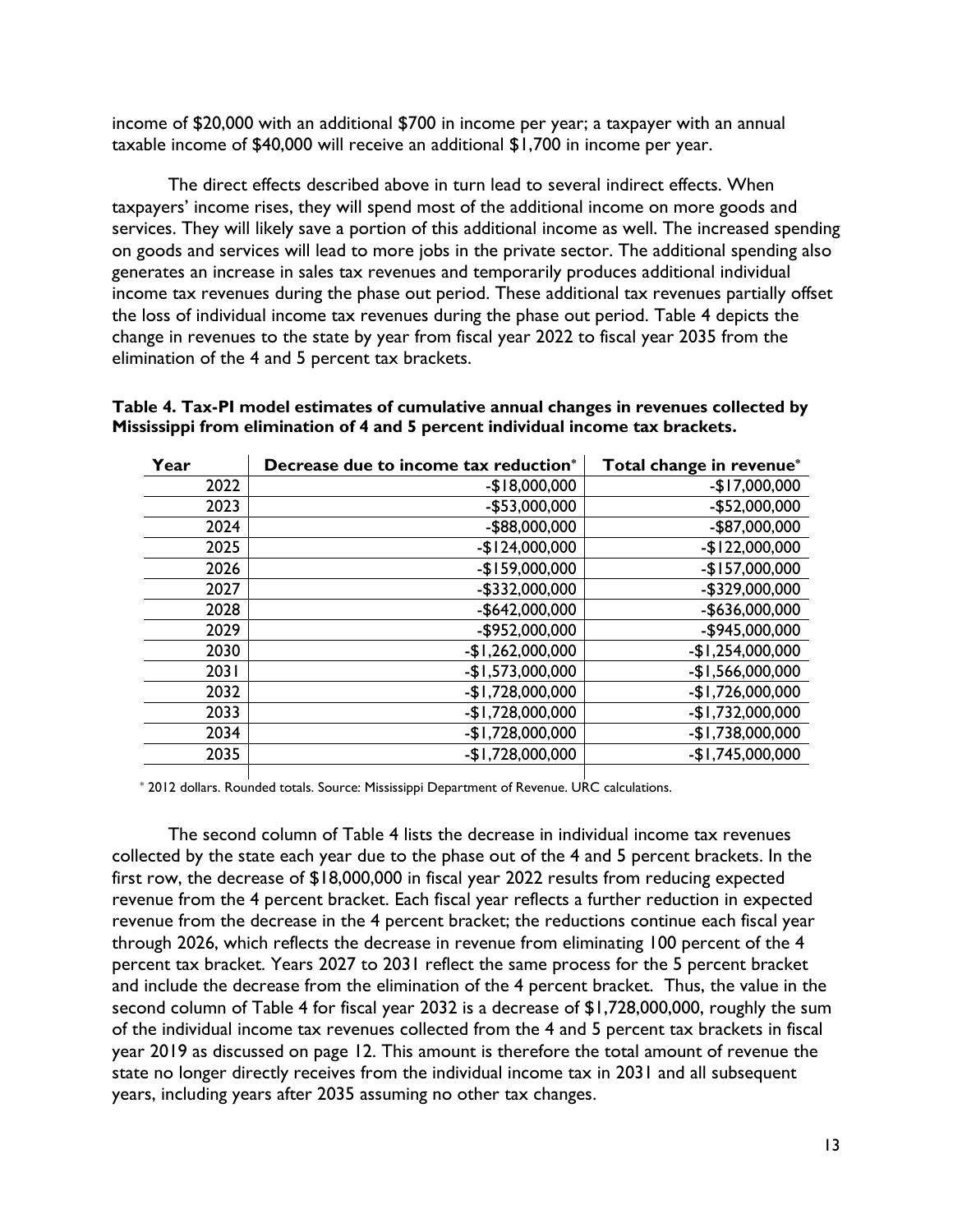income of $20,000 with an additional $700 in income per year; a taxpayer with an annual taxable income of $40,000 will receive an additional $1,700 in income per year.

The direct effects described above in turn lead to several indirect effects. When taxpayers' income rises, they will spend most of the additional income on more goods and services. They will likely save a portion of this additional income as well. The increased spending on goods and services will lead to more jobs in the private sector. The additional spending also generates an increase in sales tax revenues and temporarily produces additional individual income tax revenues during the phase out period. These additional tax revenues partially offset the loss of individual income tax revenues during the phase out period. Table 4 depicts the change in revenues to the state by year from fiscal year 2022 to fiscal year 2035 from the elimination of the 4 and 5 percent tax brackets.

**Table 4. Tax-PI model estimates of cumulative annual changes in revenues collected by Mississippi from elimination of 4 and 5 percent individual income tax brackets.**

| Year | Decrease due to income tax reduction* | Total change in revenue* |
|---|---|---|
| 2022 | -$18,000,000 | -$17,000,000 |
| 2023 | -$53,000,000 | -$52,000,000 |
| 2024 | -$88,000,000 | -$87,000,000 |
| 2025 | -$124,000,000 | -$122,000,000 |
| 2026 | -$159,000,000 | -$157,000,000 |
| 2027 | -$332,000,000 | -$329,000,000 |
| 2028 | -$642,000,000 | -$636,000,000 |
| 2029 | -$952,000,000 | -$945,000,000 |
| 2030 | -$1,262,000,000 | -$1,254,000,000 |
| 2031 | -$1,573,000,000 | -$1,566,000,000 |
| 2032 | -$1,728,000,000 | -$1,726,000,000 |
| 2033 | -$1,728,000,000 | -$1,732,000,000 |
| 2034 | -$1,728,000,000 | -$1,738,000,000 |
| 2035 | -$1,728,000,000 | -$1,745,000,000 |

* 2012 dollars. Rounded totals. Source: Mississippi Department of Revenue. URC calculations.

The second column of Table 4 lists the decrease in individual income tax revenues collected by the state each year due to the phase out of the 4 and 5 percent brackets. In the first row, the decrease of $18,000,000 in fiscal year 2022 results from reducing expected revenue from the 4 percent bracket. Each fiscal year reflects a further reduction in expected revenue from the decrease in the 4 percent bracket; the reductions continue each fiscal year through 2026, which reflects the decrease in revenue from eliminating 100 percent of the 4 percent tax bracket. Years 2027 to 2031 reflect the same process for the 5 percent bracket and include the decrease from the elimination of the 4 percent bracket. Thus, the value in the second column of Table 4 for fiscal year 2032 is a decrease of $1,728,000,000, roughly the sum of the individual income tax revenues collected from the 4 and 5 percent tax brackets in fiscal year 2019 as discussed on page 12. This amount is therefore the total amount of revenue the state no longer directly receives from the individual income tax in 2031 and all subsequent years, including years after 2035 assuming no other tax changes.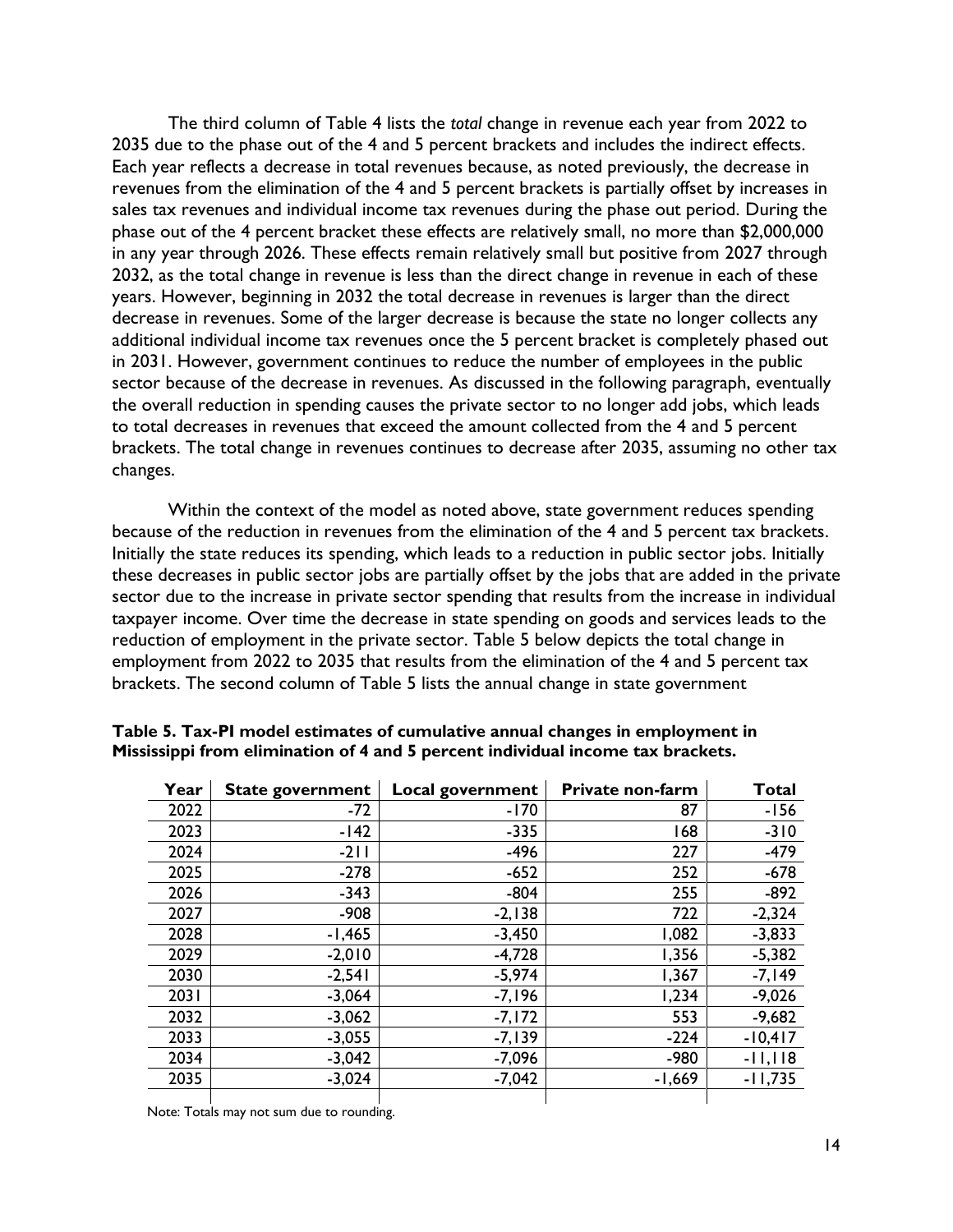The third column of Table 4 lists the *total* change in revenue each year from 2022 to 2035 due to the phase out of the 4 and 5 percent brackets and includes the indirect effects. Each year reflects a decrease in total revenues because, as noted previously, the decrease in revenues from the elimination of the 4 and 5 percent brackets is partially offset by increases in sales tax revenues and individual income tax revenues during the phase out period. During the phase out of the 4 percent bracket these effects are relatively small, no more than $2,000,000 in any year through 2026. These effects remain relatively small but positive from 2027 through 2032, as the total change in revenue is less than the direct change in revenue in each of these years. However, beginning in 2032 the total decrease in revenues is larger than the direct decrease in revenues. Some of the larger decrease is because the state no longer collects any additional individual income tax revenues once the 5 percent bracket is completely phased out in 2031. However, government continues to reduce the number of employees in the public sector because of the decrease in revenues. As discussed in the following paragraph, eventually the overall reduction in spending causes the private sector to no longer add jobs, which leads to total decreases in revenues that exceed the amount collected from the 4 and 5 percent brackets. The total change in revenues continues to decrease after 2035, assuming no other tax changes.

Within the context of the model as noted above, state government reduces spending because of the reduction in revenues from the elimination of the 4 and 5 percent tax brackets. Initially the state reduces its spending, which leads to a reduction in public sector jobs. Initially these decreases in public sector jobs are partially offset by the jobs that are added in the private sector due to the increase in private sector spending that results from the increase in individual taxpayer income. Over time the decrease in state spending on goods and services leads to the reduction of employment in the private sector. Table 5 below depicts the total change in employment from 2022 to 2035 that results from the elimination of the 4 and 5 percent tax brackets. The second column of Table 5 lists the annual change in state government

**Table 5. Tax-PI model estimates of cumulative annual changes in employment in Mississippi from elimination of 4 and 5 percent individual income tax brackets.**

| Year | State government | Local government | Private non-farm | Total |
|---|---:|---:|---:|---:|
| 2022 | -72 | -170 | 87 | -156 |
| 2023 | -142 | -335 | 168 | -310 |
| 2024 | -211 | -496 | 227 | -479 |
| 2025 | -278 | -652 | 252 | -678 |
| 2026 | -343 | -804 | 255 | -892 |
| 2027 | -908 | -2,138 | 722 | -2,324 |
| 2028 | -1,465 | -3,450 | 1,082 | -3,833 |
| 2029 | -2,010 | -4,728 | 1,356 | -5,382 |
| 2030 | -2,541 | -5,974 | 1,367 | -7,149 |
| 2031 | -3,064 | -7,196 | 1,234 | -9,026 |
| 2032 | -3,062 | -7,172 | 553 | -9,682 |
| 2033 | -3,055 | -7,139 | -224 | -10,417 |
| 2034 | -3,042 | -7,096 | -980 | -11,118 |
| 2035 | -3,024 | -7,042 | -1,669 | -11,735 |

Note: Totals may not sum due to rounding.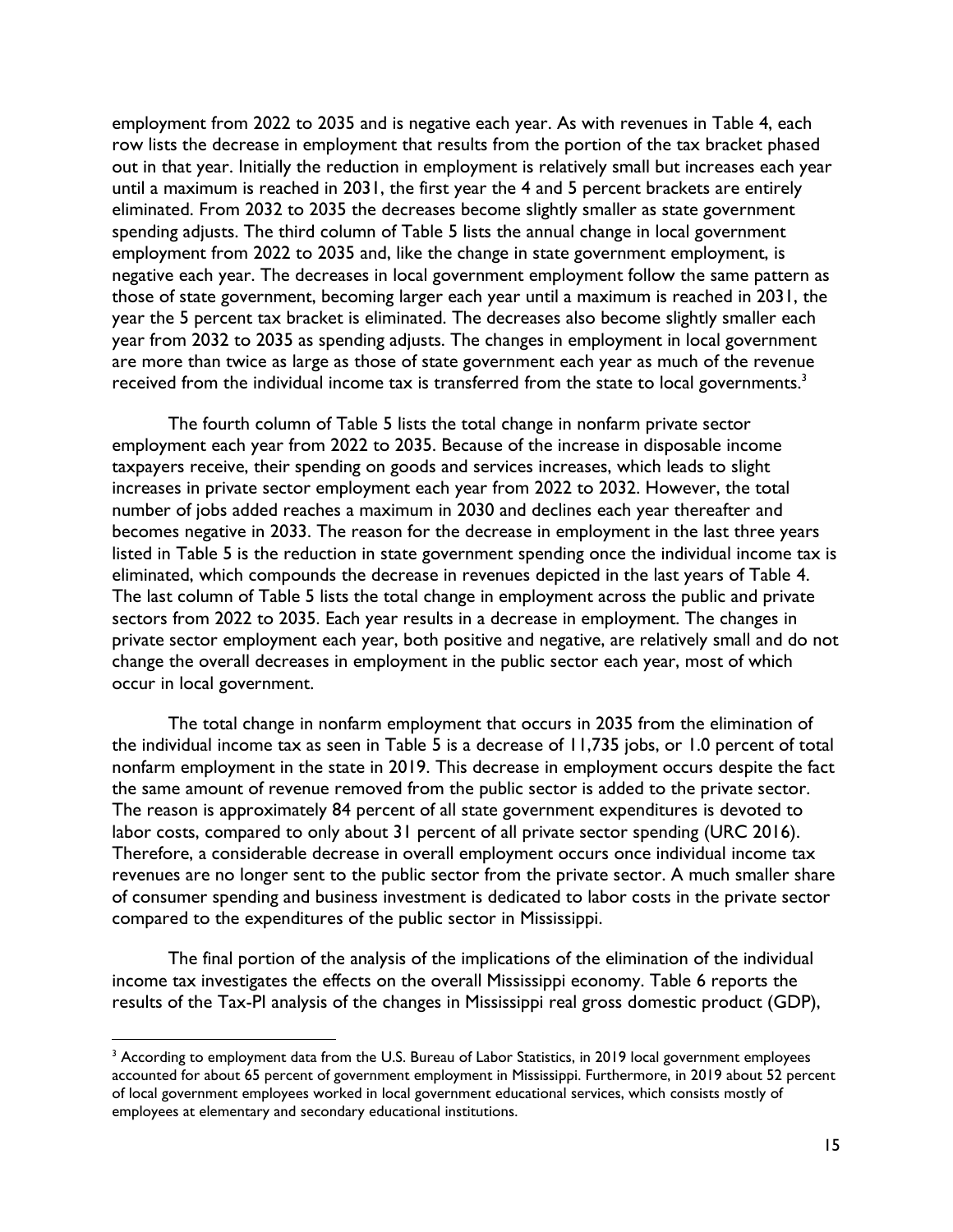employment from 2022 to 2035 and is negative each year. As with revenues in Table 4, each row lists the decrease in employment that results from the portion of the tax bracket phased out in that year. Initially the reduction in employment is relatively small but increases each year until a maximum is reached in 2031, the first year the 4 and 5 percent brackets are entirely eliminated. From 2032 to 2035 the decreases become slightly smaller as state government spending adjusts. The third column of Table 5 lists the annual change in local government employment from 2022 to 2035 and, like the change in state government employment, is negative each year. The decreases in local government employment follow the same pattern as those of state government, becoming larger each year until a maximum is reached in 2031, the year the 5 percent tax bracket is eliminated. The decreases also become slightly smaller each year from 2032 to 2035 as spending adjusts. The changes in employment in local government are more than twice as large as those of state government each year as much of the revenue received from the individual income tax is transferred from the state to local governments.[3]

The fourth column of Table 5 lists the total change in nonfarm private sector employment each year from 2022 to 2035. Because of the increase in disposable income taxpayers receive, their spending on goods and services increases, which leads to slight increases in private sector employment each year from 2022 to 2032. However, the total number of jobs added reaches a maximum in 2030 and declines each year thereafter and becomes negative in 2033. The reason for the decrease in employment in the last three years listed in Table 5 is the reduction in state government spending once the individual income tax is eliminated, which compounds the decrease in revenues depicted in the last years of Table 4. The last column of Table 5 lists the total change in employment across the public and private sectors from 2022 to 2035. Each year results in a decrease in employment. The changes in private sector employment each year, both positive and negative, are relatively small and do not change the overall decreases in employment in the public sector each year, most of which occur in local government.

The total change in nonfarm employment that occurs in 2035 from the elimination of the individual income tax as seen in Table 5 is a decrease of 11,735 jobs, or 1.0 percent of total nonfarm employment in the state in 2019. This decrease in employment occurs despite the fact the same amount of revenue removed from the public sector is added to the private sector. The reason is approximately 84 percent of all state government expenditures is devoted to labor costs, compared to only about 31 percent of all private sector spending (URC 2016). Therefore, a considerable decrease in overall employment occurs once individual income tax revenues are no longer sent to the public sector from the private sector. A much smaller share of consumer spending and business investment is dedicated to labor costs in the private sector compared to the expenditures of the public sector in Mississippi.

The final portion of the analysis of the implications of the elimination of the individual income tax investigates the effects on the overall Mississippi economy. Table 6 reports the results of the Tax-PI analysis of the changes in Mississippi real gross domestic product (GDP),

---

[3] According to employment data from the U.S. Bureau of Labor Statistics, in 2019 local government employees accounted for about 65 percent of government employment in Mississippi. Furthermore, in 2019 about 52 percent of local government employees worked in local government educational services, which consists mostly of employees at elementary and secondary educational institutions.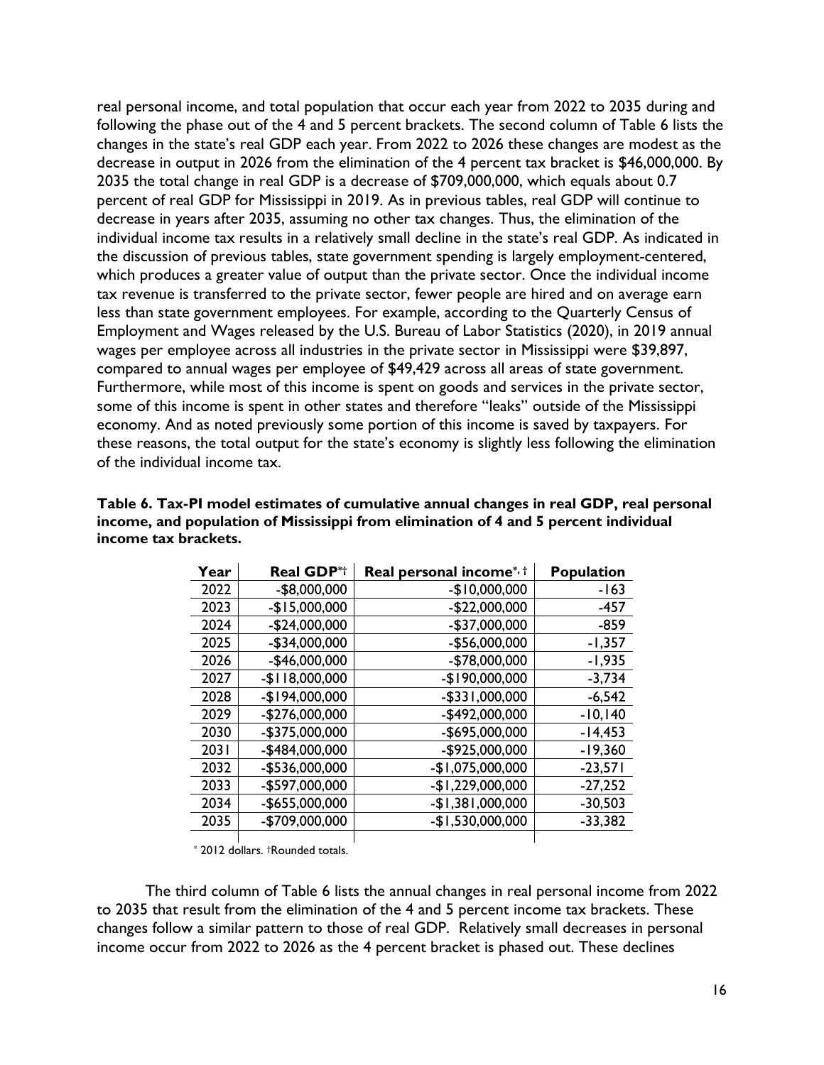real personal income, and total population that occur each year from 2022 to 2035 during and following the phase out of the 4 and 5 percent brackets. The second column of Table 6 lists the changes in the state's real GDP each year. From 2022 to 2026 these changes are modest as the decrease in output in 2026 from the elimination of the 4 percent tax bracket is $46,000,000. By 2035 the total change in real GDP is a decrease of $709,000,000, which equals about 0.7 percent of real GDP for Mississippi in 2019. As in previous tables, real GDP will continue to decrease in years after 2035, assuming no other tax changes. Thus, the elimination of the individual income tax results in a relatively small decline in the state's real GDP. As indicated in the discussion of previous tables, state government spending is largely employment-centered, which produces a greater value of output than the private sector. Once the individual income tax revenue is transferred to the private sector, fewer people are hired and on average earn less than state government employees. For example, according to the Quarterly Census of Employment and Wages released by the U.S. Bureau of Labor Statistics (2020), in 2019 annual wages per employee across all industries in the private sector in Mississippi were $39,897, compared to annual wages per employee of $49,429 across all areas of state government. Furthermore, while most of this income is spent on goods and services in the private sector, some of this income is spent in other states and therefore "leaks" outside of the Mississippi economy. And as noted previously some portion of this income is saved by taxpayers. For these reasons, the total output for the state's economy is slightly less following the elimination of the individual income tax.

**Table 6. Tax-PI model estimates of cumulative annual changes in real GDP, real personal income, and population of Mississippi from elimination of 4 and 5 percent individual income tax brackets.**

| Year | Real GDP*† | Real personal income*, † | Population |
|---|---|---|---|
| 2022 | -$8,000,000 | -$10,000,000 | -163 |
| 2023 | -$15,000,000 | -$22,000,000 | -457 |
| 2024 | -$24,000,000 | -$37,000,000 | -859 |
| 2025 | -$34,000,000 | -$56,000,000 | -1,357 |
| 2026 | -$46,000,000 | -$78,000,000 | -1,935 |
| 2027 | -$118,000,000 | -$190,000,000 | -3,734 |
| 2028 | -$194,000,000 | -$331,000,000 | -6,542 |
| 2029 | -$276,000,000 | -$492,000,000 | -10,140 |
| 2030 | -$375,000,000 | -$695,000,000 | -14,453 |
| 2031 | -$484,000,000 | -$925,000,000 | -19,360 |
| 2032 | -$536,000,000 | -$1,075,000,000 | -23,571 |
| 2033 | -$597,000,000 | -$1,229,000,000 | -27,252 |
| 2034 | -$655,000,000 | -$1,381,000,000 | -30,503 |
| 2035 | -$709,000,000 | -$1,530,000,000 | -33,382 |

* 2012 dollars. †Rounded totals.

The third column of Table 6 lists the annual changes in real personal income from 2022 to 2035 that result from the elimination of the 4 and 5 percent income tax brackets. These changes follow a similar pattern to those of real GDP. Relatively small decreases in personal income occur from 2022 to 2026 as the 4 percent bracket is phased out. These declines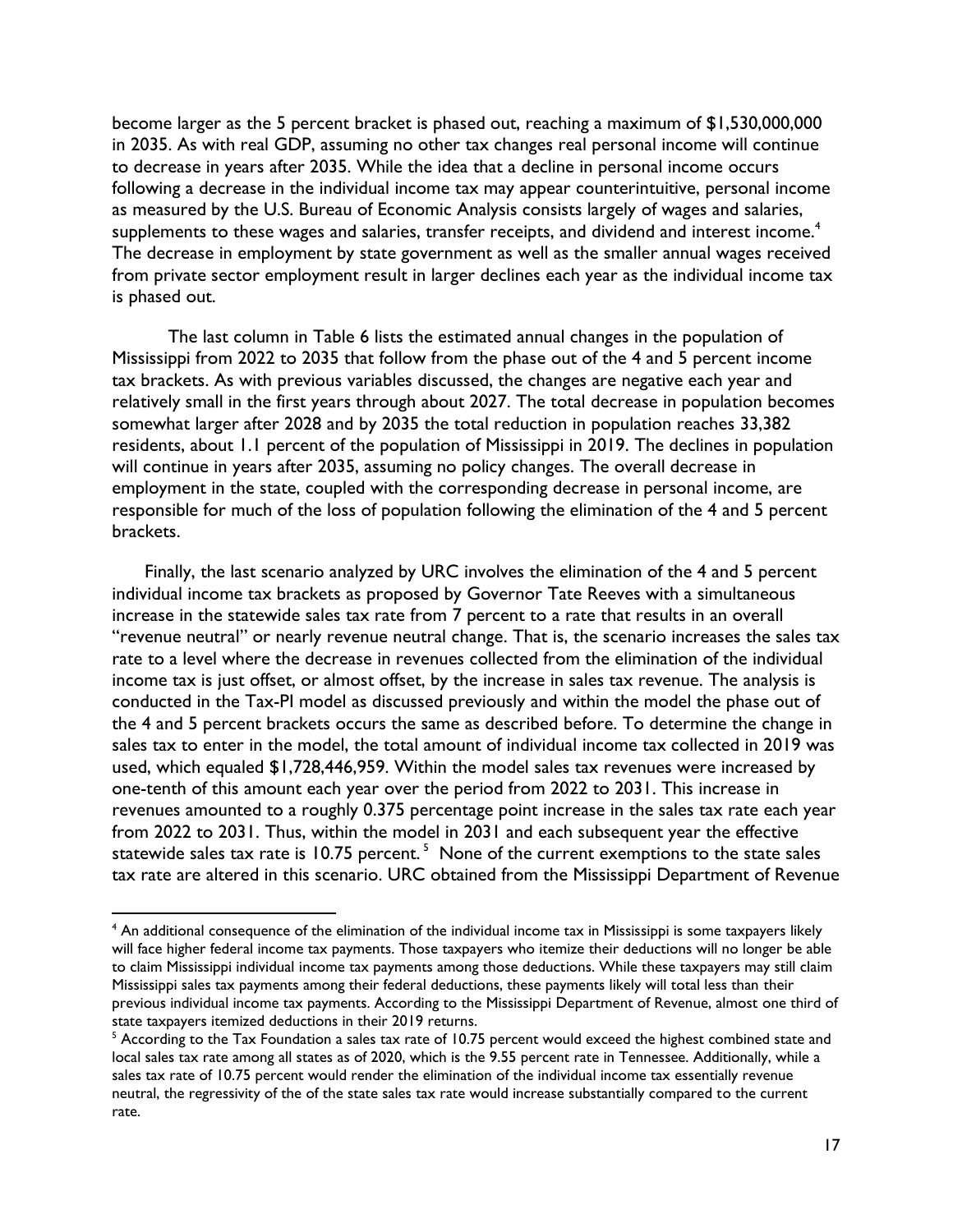become larger as the 5 percent bracket is phased out, reaching a maximum of $1,530,000,000 in 2035. As with real GDP, assuming no other tax changes real personal income will continue to decrease in years after 2035. While the idea that a decline in personal income occurs following a decrease in the individual income tax may appear counterintuitive, personal income as measured by the U.S. Bureau of Economic Analysis consists largely of wages and salaries, supplements to these wages and salaries, transfer receipts, and dividend and interest income.[4] The decrease in employment by state government as well as the smaller annual wages received from private sector employment result in larger declines each year as the individual income tax is phased out.

The last column in Table 6 lists the estimated annual changes in the population of Mississippi from 2022 to 2035 that follow from the phase out of the 4 and 5 percent income tax brackets. As with previous variables discussed, the changes are negative each year and relatively small in the first years through about 2027. The total decrease in population becomes somewhat larger after 2028 and by 2035 the total reduction in population reaches 33,382 residents, about 1.1 percent of the population of Mississippi in 2019. The declines in population will continue in years after 2035, assuming no policy changes. The overall decrease in employment in the state, coupled with the corresponding decrease in personal income, are responsible for much of the loss of population following the elimination of the 4 and 5 percent brackets.

Finally, the last scenario analyzed by URC involves the elimination of the 4 and 5 percent individual income tax brackets as proposed by Governor Tate Reeves with a simultaneous increase in the statewide sales tax rate from 7 percent to a rate that results in an overall "revenue neutral" or nearly revenue neutral change. That is, the scenario increases the sales tax rate to a level where the decrease in revenues collected from the elimination of the individual income tax is just offset, or almost offset, by the increase in sales tax revenue. The analysis is conducted in the Tax-PI model as discussed previously and within the model the phase out of the 4 and 5 percent brackets occurs the same as described before. To determine the change in sales tax to enter in the model, the total amount of individual income tax collected in 2019 was used, which equaled $1,728,446,959. Within the model sales tax revenues were increased by one-tenth of this amount each year over the period from 2022 to 2031. This increase in revenues amounted to a roughly 0.375 percentage point increase in the sales tax rate each year from 2022 to 2031. Thus, within the model in 2031 and each subsequent year the effective statewide sales tax rate is 10.75 percent.[5] None of the current exemptions to the state sales tax rate are altered in this scenario. URC obtained from the Mississippi Department of Revenue

---

[4] An additional consequence of the elimination of the individual income tax in Mississippi is some taxpayers likely will face higher federal income tax payments. Those taxpayers who itemize their deductions will no longer be able to claim Mississippi individual income tax payments among those deductions. While these taxpayers may still claim Mississippi sales tax payments among their federal deductions, these payments likely will total less than their previous individual income tax payments. According to the Mississippi Department of Revenue, almost one third of state taxpayers itemized deductions in their 2019 returns.

[5] According to the Tax Foundation a sales tax rate of 10.75 percent would exceed the highest combined state and local sales tax rate among all states as of 2020, which is the 9.55 percent rate in Tennessee. Additionally, while a sales tax rate of 10.75 percent would render the elimination of the individual income tax essentially revenue neutral, the regressivity of the of the state sales tax rate would increase substantially compared to the current rate.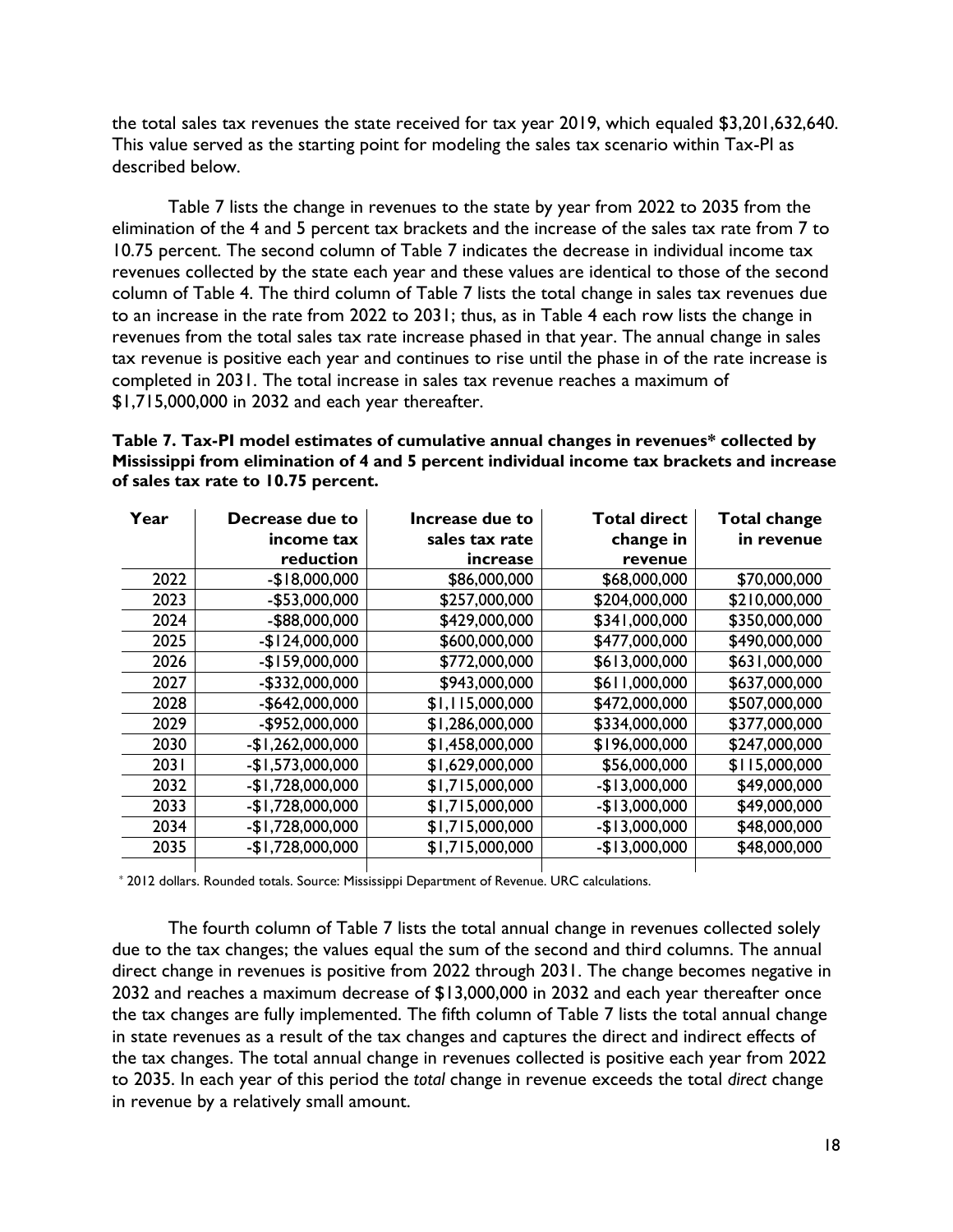the total sales tax revenues the state received for tax year 2019, which equaled $3,201,632,640. This value served as the starting point for modeling the sales tax scenario within Tax-PI as described below.

Table 7 lists the change in revenues to the state by year from 2022 to 2035 from the elimination of the 4 and 5 percent tax brackets and the increase of the sales tax rate from 7 to 10.75 percent. The second column of Table 7 indicates the decrease in individual income tax revenues collected by the state each year and these values are identical to those of the second column of Table 4. The third column of Table 7 lists the total change in sales tax revenues due to an increase in the rate from 2022 to 2031; thus, as in Table 4 each row lists the change in revenues from the total sales tax rate increase phased in that year. The annual change in sales tax revenue is positive each year and continues to rise until the phase in of the rate increase is completed in 2031. The total increase in sales tax revenue reaches a maximum of $1,715,000,000 in 2032 and each year thereafter.

**Table 7. Tax-PI model estimates of cumulative annual changes in revenues* collected by Mississippi from elimination of 4 and 5 percent individual income tax brackets and increase of sales tax rate to 10.75 percent.**

| Year | Decrease due to income tax reduction | Increase due to sales tax rate increase | Total direct change in revenue | Total change in revenue |
|---|---|---|---|---|
| 2022 | -$18,000,000 | $86,000,000 | $68,000,000 | $70,000,000 |
| 2023 | -$53,000,000 | $257,000,000 | $204,000,000 | $210,000,000 |
| 2024 | -$88,000,000 | $429,000,000 | $341,000,000 | $350,000,000 |
| 2025 | -$124,000,000 | $600,000,000 | $477,000,000 | $490,000,000 |
| 2026 | -$159,000,000 | $772,000,000 | $613,000,000 | $631,000,000 |
| 2027 | -$332,000,000 | $943,000,000 | $611,000,000 | $637,000,000 |
| 2028 | -$642,000,000 | $1,115,000,000 | $472,000,000 | $507,000,000 |
| 2029 | -$952,000,000 | $1,286,000,000 | $334,000,000 | $377,000,000 |
| 2030 | -$1,262,000,000 | $1,458,000,000 | $196,000,000 | $247,000,000 |
| 2031 | -$1,573,000,000 | $1,629,000,000 | $56,000,000 | $115,000,000 |
| 2032 | -$1,728,000,000 | $1,715,000,000 | -$13,000,000 | $49,000,000 |
| 2033 | -$1,728,000,000 | $1,715,000,000 | -$13,000,000 | $49,000,000 |
| 2034 | -$1,728,000,000 | $1,715,000,000 | -$13,000,000 | $48,000,000 |
| 2035 | -$1,728,000,000 | $1,715,000,000 | -$13,000,000 | $48,000,000 |

* 2012 dollars. Rounded totals. Source: Mississippi Department of Revenue. URC calculations.

The fourth column of Table 7 lists the total annual change in revenues collected solely due to the tax changes; the values equal the sum of the second and third columns. The annual direct change in revenues is positive from 2022 through 2031. The change becomes negative in 2032 and reaches a maximum decrease of $13,000,000 in 2032 and each year thereafter once the tax changes are fully implemented. The fifth column of Table 7 lists the total annual change in state revenues as a result of the tax changes and captures the direct and indirect effects of the tax changes. The total annual change in revenues collected is positive each year from 2022 to 2035. In each year of this period the *total* change in revenue exceeds the total *direct* change in revenue by a relatively small amount.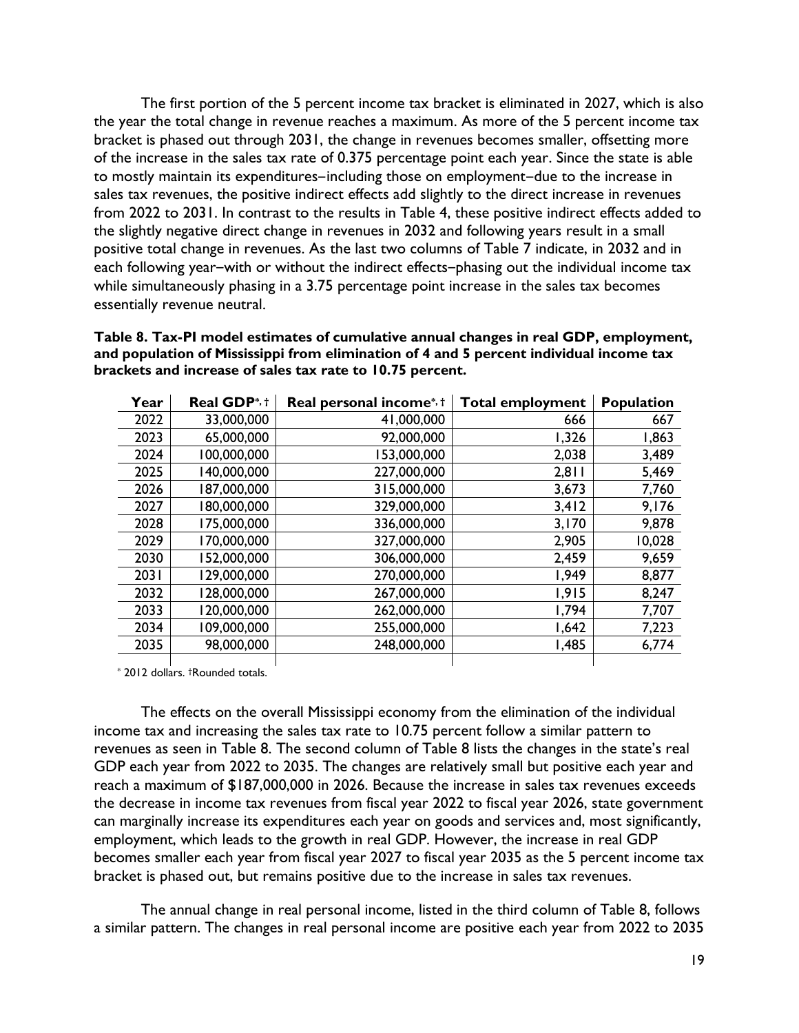The first portion of the 5 percent income tax bracket is eliminated in 2027, which is also the year the total change in revenue reaches a maximum. As more of the 5 percent income tax bracket is phased out through 2031, the change in revenues becomes smaller, offsetting more of the increase in the sales tax rate of 0.375 percentage point each year. Since the state is able to mostly maintain its expenditures–including those on employment–due to the increase in sales tax revenues, the positive indirect effects add slightly to the direct increase in revenues from 2022 to 2031. In contrast to the results in Table 4, these positive indirect effects added to the slightly negative direct change in revenues in 2032 and following years result in a small positive total change in revenues. As the last two columns of Table 7 indicate, in 2032 and in each following year–with or without the indirect effects–phasing out the individual income tax while simultaneously phasing in a 3.75 percentage point increase in the sales tax becomes essentially revenue neutral.

**Table 8. Tax-PI model estimates of cumulative annual changes in real GDP, employment, and population of Mississippi from elimination of 4 and 5 percent individual income tax brackets and increase of sales tax rate to 10.75 percent.**

| Year | Real GDP*, † | Real personal income*, † | Total employment | Population |
|---|---|---|---|---|
| 2022 | 33,000,000 | 41,000,000 | 666 | 667 |
| 2023 | 65,000,000 | 92,000,000 | 1,326 | 1,863 |
| 2024 | 100,000,000 | 153,000,000 | 2,038 | 3,489 |
| 2025 | 140,000,000 | 227,000,000 | 2,811 | 5,469 |
| 2026 | 187,000,000 | 315,000,000 | 3,673 | 7,760 |
| 2027 | 180,000,000 | 329,000,000 | 3,412 | 9,176 |
| 2028 | 175,000,000 | 336,000,000 | 3,170 | 9,878 |
| 2029 | 170,000,000 | 327,000,000 | 2,905 | 10,028 |
| 2030 | 152,000,000 | 306,000,000 | 2,459 | 9,659 |
| 2031 | 129,000,000 | 270,000,000 | 1,949 | 8,877 |
| 2032 | 128,000,000 | 267,000,000 | 1,915 | 8,247 |
| 2033 | 120,000,000 | 262,000,000 | 1,794 | 7,707 |
| 2034 | 109,000,000 | 255,000,000 | 1,642 | 7,223 |
| 2035 | 98,000,000 | 248,000,000 | 1,485 | 6,774 |

* 2012 dollars. †Rounded totals.

The effects on the overall Mississippi economy from the elimination of the individual income tax and increasing the sales tax rate to 10.75 percent follow a similar pattern to revenues as seen in Table 8. The second column of Table 8 lists the changes in the state's real GDP each year from 2022 to 2035. The changes are relatively small but positive each year and reach a maximum of $187,000,000 in 2026. Because the increase in sales tax revenues exceeds the decrease in income tax revenues from fiscal year 2022 to fiscal year 2026, state government can marginally increase its expenditures each year on goods and services and, most significantly, employment, which leads to the growth in real GDP. However, the increase in real GDP becomes smaller each year from fiscal year 2027 to fiscal year 2035 as the 5 percent income tax bracket is phased out, but remains positive due to the increase in sales tax revenues.

The annual change in real personal income, listed in the third column of Table 8, follows a similar pattern. The changes in real personal income are positive each year from 2022 to 2035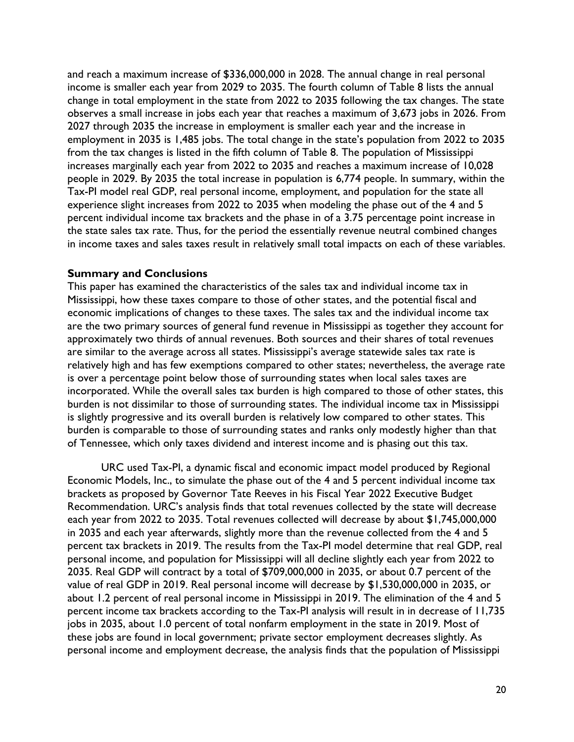and reach a maximum increase of $336,000,000 in 2028. The annual change in real personal income is smaller each year from 2029 to 2035. The fourth column of Table 8 lists the annual change in total employment in the state from 2022 to 2035 following the tax changes. The state observes a small increase in jobs each year that reaches a maximum of 3,673 jobs in 2026. From 2027 through 2035 the increase in employment is smaller each year and the increase in employment in 2035 is 1,485 jobs. The total change in the state's population from 2022 to 2035 from the tax changes is listed in the fifth column of Table 8. The population of Mississippi increases marginally each year from 2022 to 2035 and reaches a maximum increase of 10,028 people in 2029. By 2035 the total increase in population is 6,774 people. In summary, within the Tax-PI model real GDP, real personal income, employment, and population for the state all experience slight increases from 2022 to 2035 when modeling the phase out of the 4 and 5 percent individual income tax brackets and the phase in of a 3.75 percentage point increase in the state sales tax rate. Thus, for the period the essentially revenue neutral combined changes in income taxes and sales taxes result in relatively small total impacts on each of these variables.

**Summary and Conclusions**

This paper has examined the characteristics of the sales tax and individual income tax in Mississippi, how these taxes compare to those of other states, and the potential fiscal and economic implications of changes to these taxes. The sales tax and the individual income tax are the two primary sources of general fund revenue in Mississippi as together they account for approximately two thirds of annual revenues. Both sources and their shares of total revenues are similar to the average across all states. Mississippi's average statewide sales tax rate is relatively high and has few exemptions compared to other states; nevertheless, the average rate is over a percentage point below those of surrounding states when local sales taxes are incorporated. While the overall sales tax burden is high compared to those of other states, this burden is not dissimilar to those of surrounding states. The individual income tax in Mississippi is slightly progressive and its overall burden is relatively low compared to other states. This burden is comparable to those of surrounding states and ranks only modestly higher than that of Tennessee, which only taxes dividend and interest income and is phasing out this tax.

URC used Tax-PI, a dynamic fiscal and economic impact model produced by Regional Economic Models, Inc., to simulate the phase out of the 4 and 5 percent individual income tax brackets as proposed by Governor Tate Reeves in his Fiscal Year 2022 Executive Budget Recommendation. URC's analysis finds that total revenues collected by the state will decrease each year from 2022 to 2035. Total revenues collected will decrease by about $1,745,000,000 in 2035 and each year afterwards, slightly more than the revenue collected from the 4 and 5 percent tax brackets in 2019. The results from the Tax-PI model determine that real GDP, real personal income, and population for Mississippi will all decline slightly each year from 2022 to 2035. Real GDP will contract by a total of $709,000,000 in 2035, or about 0.7 percent of the value of real GDP in 2019. Real personal income will decrease by $1,530,000,000 in 2035, or about 1.2 percent of real personal income in Mississippi in 2019. The elimination of the 4 and 5 percent income tax brackets according to the Tax-PI analysis will result in in decrease of 11,735 jobs in 2035, about 1.0 percent of total nonfarm employment in the state in 2019. Most of these jobs are found in local government; private sector employment decreases slightly. As personal income and employment decrease, the analysis finds that the population of Mississippi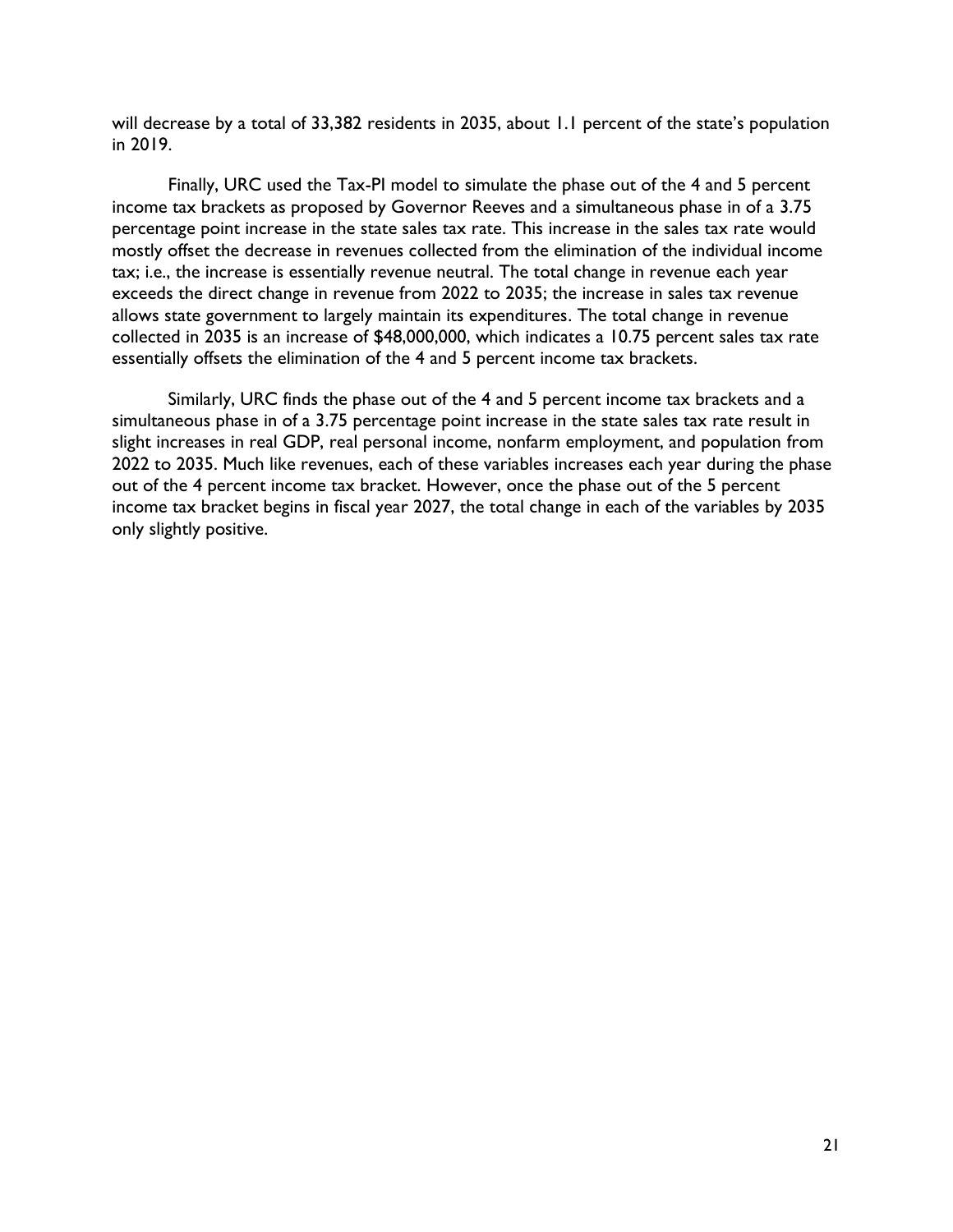will decrease by a total of 33,382 residents in 2035, about 1.1 percent of the state's population in 2019.

Finally, URC used the Tax-PI model to simulate the phase out of the 4 and 5 percent income tax brackets as proposed by Governor Reeves and a simultaneous phase in of a 3.75 percentage point increase in the state sales tax rate. This increase in the sales tax rate would mostly offset the decrease in revenues collected from the elimination of the individual income tax; i.e., the increase is essentially revenue neutral. The total change in revenue each year exceeds the direct change in revenue from 2022 to 2035; the increase in sales tax revenue allows state government to largely maintain its expenditures. The total change in revenue collected in 2035 is an increase of $48,000,000, which indicates a 10.75 percent sales tax rate essentially offsets the elimination of the 4 and 5 percent income tax brackets.

Similarly, URC finds the phase out of the 4 and 5 percent income tax brackets and a simultaneous phase in of a 3.75 percentage point increase in the state sales tax rate result in slight increases in real GDP, real personal income, nonfarm employment, and population from 2022 to 2035. Much like revenues, each of these variables increases each year during the phase out of the 4 percent income tax bracket. However, once the phase out of the 5 percent income tax bracket begins in fiscal year 2027, the total change in each of the variables by 2035 only slightly positive.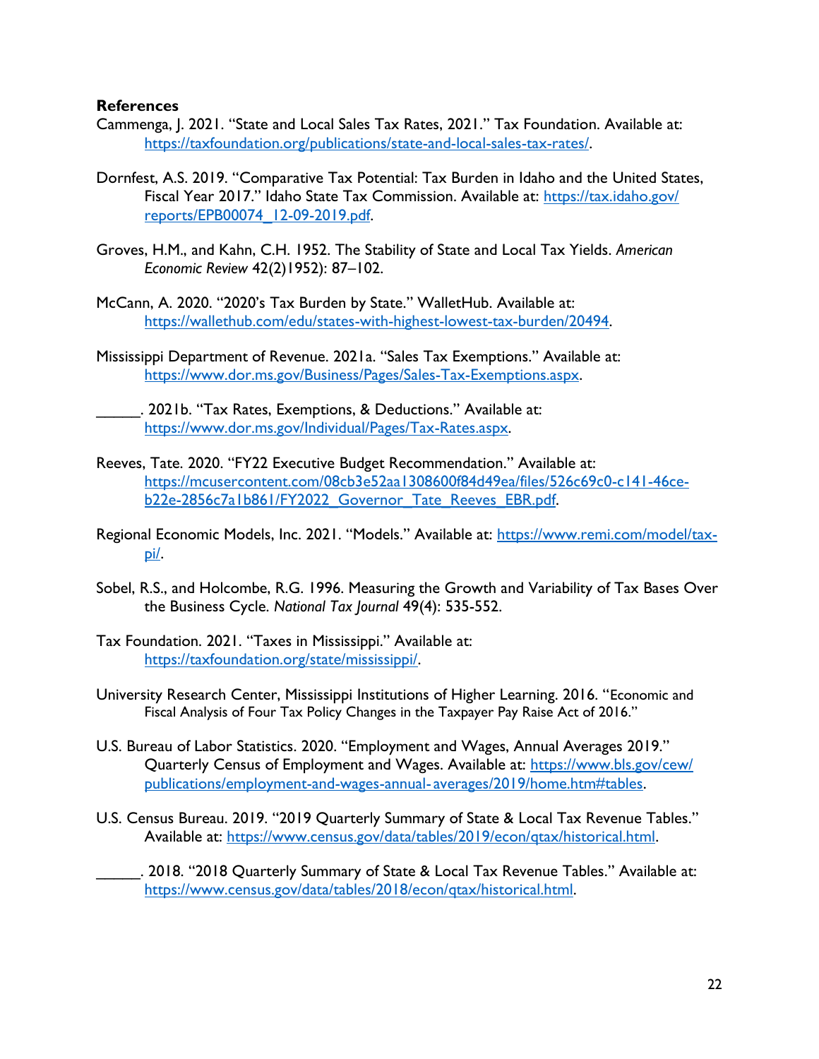**References**

Cammenga, J. 2021. "State and Local Sales Tax Rates, 2021." Tax Foundation. Available at: https://taxfoundation.org/publications/state-and-local-sales-tax-rates/.

Dornfest, A.S. 2019. "Comparative Tax Potential: Tax Burden in Idaho and the United States, Fiscal Year 2017." Idaho State Tax Commission. Available at: https://tax.idaho.gov/reports/EPB00074_12-09-2019.pdf.

Groves, H.M., and Kahn, C.H. 1952. The Stability of State and Local Tax Yields. *American Economic Review* 42(2)1952): 87–102.

McCann, A. 2020. "2020's Tax Burden by State." WalletHub. Available at: https://wallethub.com/edu/states-with-highest-lowest-tax-burden/20494.

Mississippi Department of Revenue. 2021a. "Sales Tax Exemptions." Available at: https://www.dor.ms.gov/Business/Pages/Sales-Tax-Exemptions.aspx.

_____. 2021b. "Tax Rates, Exemptions, & Deductions." Available at: https://www.dor.ms.gov/Individual/Pages/Tax-Rates.aspx.

Reeves, Tate. 2020. "FY22 Executive Budget Recommendation." Available at: https://mcusercontent.com/08cb3e52aa1308600f84d49ea/files/526c69c0-c141-46ce-b22e-2856c7a1b861/FY2022_Governor_Tate_Reeves_EBR.pdf.

Regional Economic Models, Inc. 2021. "Models." Available at: https://www.remi.com/model/tax-pi/.

Sobel, R.S., and Holcombe, R.G. 1996. Measuring the Growth and Variability of Tax Bases Over the Business Cycle. *National Tax Journal* 49(4): 535-552.

Tax Foundation. 2021. "Taxes in Mississippi." Available at: https://taxfoundation.org/state/mississippi/.

University Research Center, Mississippi Institutions of Higher Learning. 2016. "Economic and Fiscal Analysis of Four Tax Policy Changes in the Taxpayer Pay Raise Act of 2016."

U.S. Bureau of Labor Statistics. 2020. "Employment and Wages, Annual Averages 2019." Quarterly Census of Employment and Wages. Available at: https://www.bls.gov/cew/publications/employment-and-wages-annual-averages/2019/home.htm#tables.

U.S. Census Bureau. 2019. "2019 Quarterly Summary of State & Local Tax Revenue Tables." Available at: https://www.census.gov/data/tables/2019/econ/qtax/historical.html.

_____. 2018. "2018 Quarterly Summary of State & Local Tax Revenue Tables." Available at: https://www.census.gov/data/tables/2018/econ/qtax/historical.html.